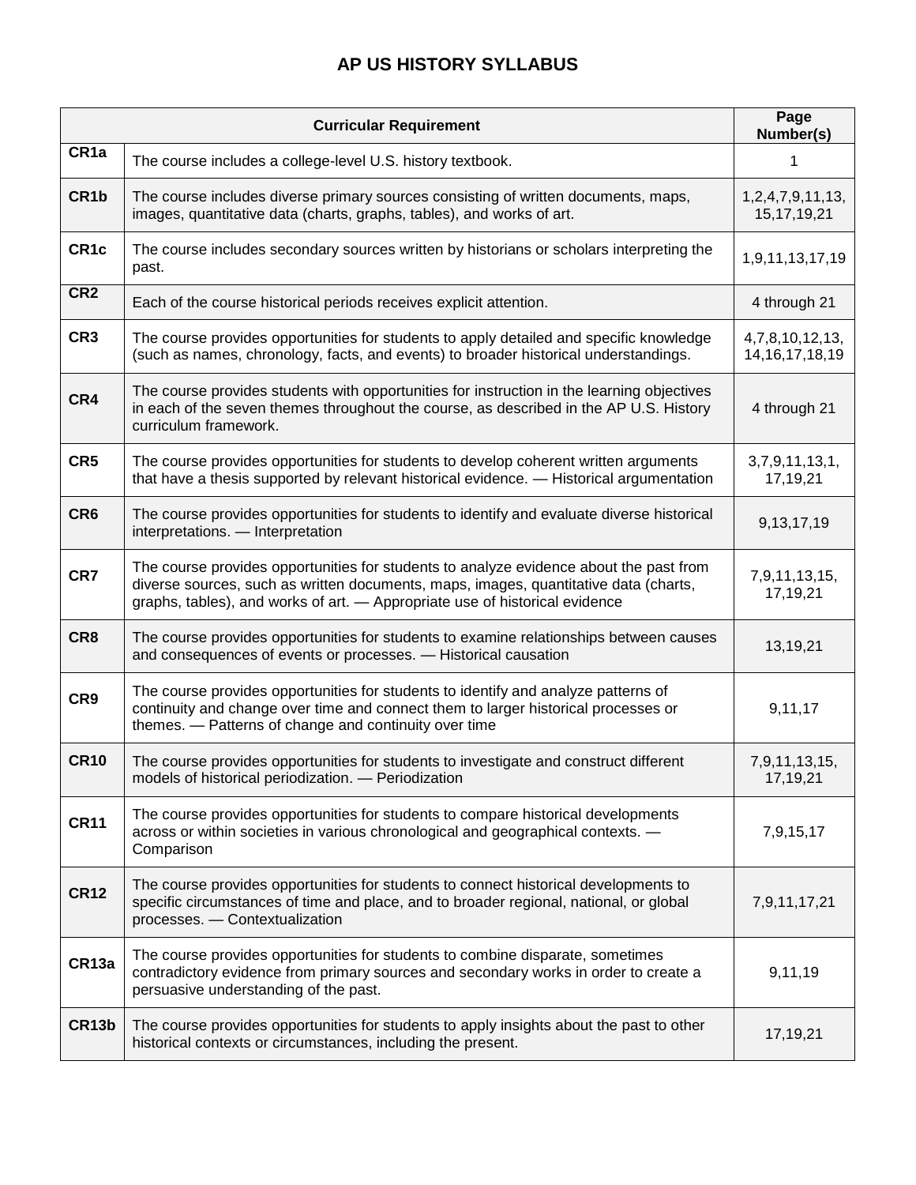# AP US HISTORY SYLLABUS

| Curricular Requirement | | Page Number(s) |
|---|---|---|
| **CR1a** | The course includes a college-level U.S. history textbook. | 1 |
| **CR1b** | The course includes diverse primary sources consisting of written documents, maps, images, quantitative data (charts, graphs, tables), and works of art. | 1,2,4,7,9,11,13, 15,17,19,21 |
| **CR1c** | The course includes secondary sources written by historians or scholars interpreting the past. | 1,9,11,13,17,19 |
| **CR2** | Each of the course historical periods receives explicit attention. | 4 through 21 |
| **CR3** | The course provides opportunities for students to apply detailed and specific knowledge (such as names, chronology, facts, and events) to broader historical understandings. | 4,7,8,10,12,13, 14,16,17,18,19 |
| **CR4** | The course provides students with opportunities for instruction in the learning objectives in each of the seven themes throughout the course, as described in the AP U.S. History curriculum framework. | 4 through 21 |
| **CR5** | The course provides opportunities for students to develop coherent written arguments that have a thesis supported by relevant historical evidence. — Historical argumentation | 3,7,9,11,13,1, 17,19,21 |
| **CR6** | The course provides opportunities for students to identify and evaluate diverse historical interpretations. — Interpretation | 9,13,17,19 |
| **CR7** | The course provides opportunities for students to analyze evidence about the past from diverse sources, such as written documents, maps, images, quantitative data (charts, graphs, tables), and works of art. — Appropriate use of historical evidence | 7,9,11,13,15, 17,19,21 |
| **CR8** | The course provides opportunities for students to examine relationships between causes and consequences of events or processes. — Historical causation | 13,19,21 |
| **CR9** | The course provides opportunities for students to identify and analyze patterns of continuity and change over time and connect them to larger historical processes or themes. — Patterns of change and continuity over time | 9,11,17 |
| **CR10** | The course provides opportunities for students to investigate and construct different models of historical periodization. — Periodization | 7,9,11,13,15, 17,19,21 |
| **CR11** | The course provides opportunities for students to compare historical developments across or within societies in various chronological and geographical contexts. — Comparison | 7,9,15,17 |
| **CR12** | The course provides opportunities for students to connect historical developments to specific circumstances of time and place, and to broader regional, national, or global processes. — Contextualization | 7,9,11,17,21 |
| **CR13a** | The course provides opportunities for students to combine disparate, sometimes contradictory evidence from primary sources and secondary works in order to create a persuasive understanding of the past. | 9,11,19 |
| **CR13b** | The course provides opportunities for students to apply insights about the past to other historical contexts or circumstances, including the present. | 17,19,21 |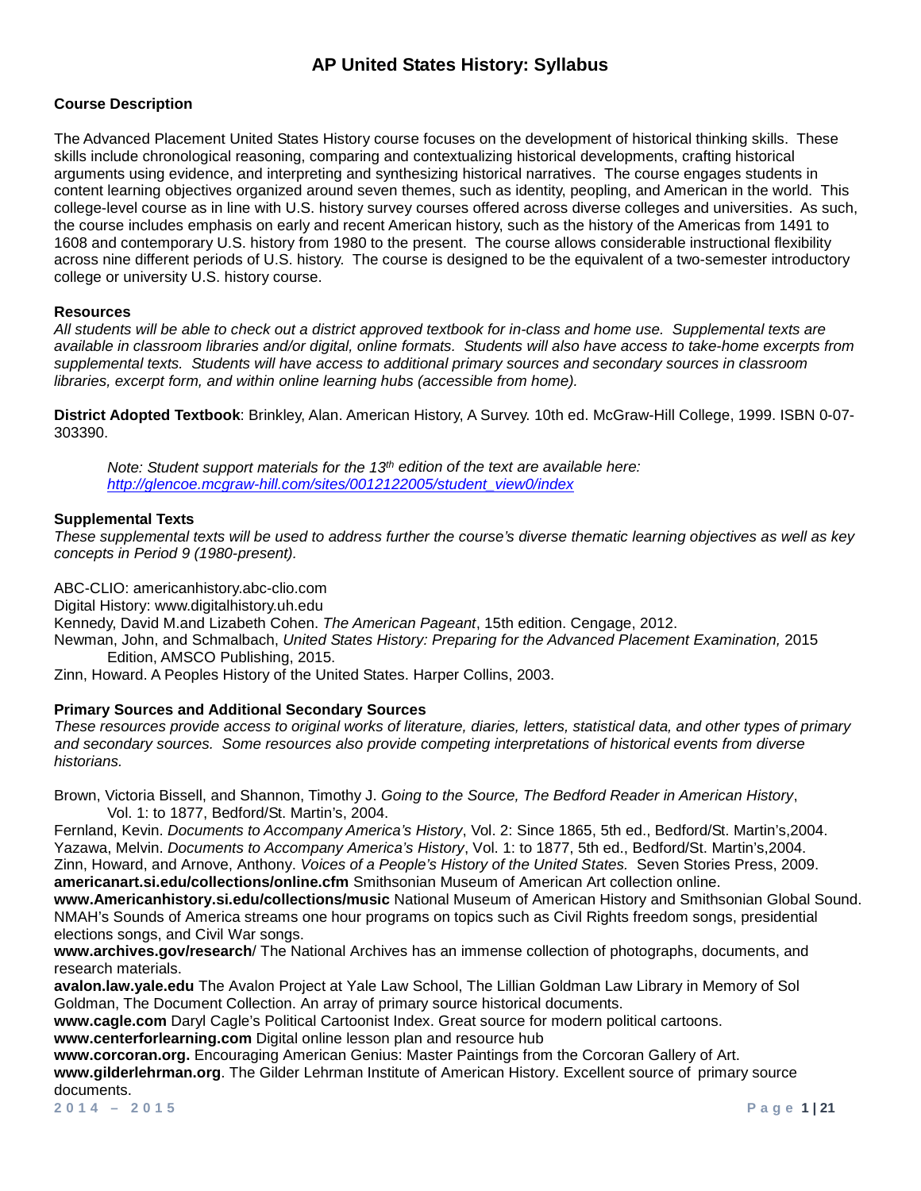# AP United States History: Syllabus

## Course Description

The Advanced Placement United States History course focuses on the development of historical thinking skills. These skills include chronological reasoning, comparing and contextualizing historical developments, crafting historical arguments using evidence, and interpreting and synthesizing historical narratives. The course engages students in content learning objectives organized around seven themes, such as identity, peopling, and American in the world. This college-level course as in line with U.S. history survey courses offered across diverse colleges and universities. As such, the course includes emphasis on early and recent American history, such as the history of the Americas from 1491 to 1608 and contemporary U.S. history from 1980 to the present. The course allows considerable instructional flexibility across nine different periods of U.S. history. The course is designed to be the equivalent of a two-semester introductory college or university U.S. history course.

## Resources

*All students will be able to check out a district approved textbook for in-class and home use. Supplemental texts are available in classroom libraries and/or digital, online formats. Students will also have access to take-home excerpts from supplemental texts. Students will have access to additional primary sources and secondary sources in classroom libraries, excerpt form, and within online learning hubs (accessible from home).*

**District Adopted Textbook**: Brinkley, Alan. American History, A Survey. 10th ed. McGraw-Hill College, 1999. ISBN 0-07-303390.

> *Note: Student support materials for the 13th edition of the text are available here: [http://glencoe.mcgraw-hill.com/sites/0012122005/student_view0/index](http://glencoe.mcgraw-hill.com/sites/0012122005/student_view0/index)*

## Supplemental Texts

*These supplemental texts will be used to address further the course's diverse thematic learning objectives as well as key concepts in Period 9 (1980-present).*

ABC-CLIO: americanhistory.abc-clio.com
Digital History: www.digitalhistory.uh.edu
Kennedy, David M.and Lizabeth Cohen. *The American Pageant*, 15th edition. Cengage, 2012.
Newman, John, and Schmalbach, *United States History: Preparing for the Advanced Placement Examination,* 2015 Edition, AMSCO Publishing, 2015.
Zinn, Howard. A Peoples History of the United States. Harper Collins, 2003.

## Primary Sources and Additional Secondary Sources

*These resources provide access to original works of literature, diaries, letters, statistical data, and other types of primary and secondary sources. Some resources also provide competing interpretations of historical events from diverse historians.*

Brown, Victoria Bissell, and Shannon, Timothy J. *Going to the Source, The Bedford Reader in American History*, Vol. 1: to 1877, Bedford/St. Martin's, 2004.
Fernland, Kevin. *Documents to Accompany America's History*, Vol. 2: Since 1865, 5th ed., Bedford/St. Martin's,2004.
Yazawa, Melvin. *Documents to Accompany America's History*, Vol. 1: to 1877, 5th ed., Bedford/St. Martin's,2004.
Zinn, Howard, and Arnove, Anthony. *Voices of a People's History of the United States.* Seven Stories Press, 2009.
**americanart.si.edu/collections/online.cfm** Smithsonian Museum of American Art collection online.
**www.Americanhistory.si.edu/collections/music** National Museum of American History and Smithsonian Global Sound. NMAH's Sounds of America streams one hour programs on topics such as Civil Rights freedom songs, presidential elections songs, and Civil War songs.
**www.archives.gov/research**/ The National Archives has an immense collection of photographs, documents, and research materials.
**avalon.law.yale.edu** The Avalon Project at Yale Law School, The Lillian Goldman Law Library in Memory of Sol Goldman, The Document Collection. An array of primary source historical documents.
**www.cagle.com** Daryl Cagle's Political Cartoonist Index. Great source for modern political cartoons.
**www.centerforlearning.com** Digital online lesson plan and resource hub
**www.corcoran.org.** Encouraging American Genius: Master Paintings from the Corcoran Gallery of Art.
**www.gilderlehrman.org**. The Gilder Lehrman Institute of American History. Excellent source of primary source documents.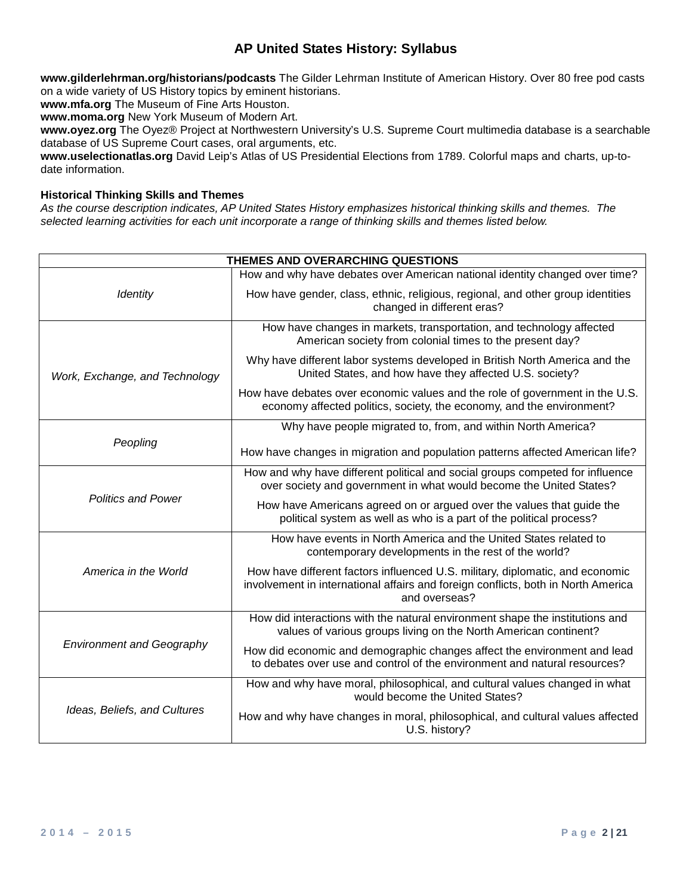**www.gilderlehrman.org/historians/podcasts** The Gilder Lehrman Institute of American History. Over 80 free pod casts on a wide variety of US History topics by eminent historians.
**www.mfa.org** The Museum of Fine Arts Houston.
**www.moma.org** New York Museum of Modern Art.
**www.oyez.org** The Oyez® Project at Northwestern University's U.S. Supreme Court multimedia database is a searchable database of US Supreme Court cases, oral arguments, etc.
**www.uselectionatlas.org** David Leip's Atlas of US Presidential Elections from 1789. Colorful maps and charts, up-to-date information.

**Historical Thinking Skills and Themes**
*As the course description indicates, AP United States History emphasizes historical thinking skills and themes. The selected learning activities for each unit incorporate a range of thinking skills and themes listed below.*

| THEMES AND OVERARCHING QUESTIONS | |
|---|---|
| *Identity* | How and why have debates over American national identity changed over time? How have gender, class, ethnic, religious, regional, and other group identities changed in different eras? |
| *Work, Exchange, and Technology* | How have changes in markets, transportation, and technology affected American society from colonial times to the present day? Why have different labor systems developed in British North America and the United States, and how have they affected U.S. society? How have debates over economic values and the role of government in the U.S. economy affected politics, society, the economy, and the environment? |
| *Peopling* | Why have people migrated to, from, and within North America? How have changes in migration and population patterns affected American life? |
| *Politics and Power* | How and why have different political and social groups competed for influence over society and government in what would become the United States? How have Americans agreed on or argued over the values that guide the political system as well as who is a part of the political process? |
| *America in the World* | How have events in North America and the United States related to contemporary developments in the rest of the world? How have different factors influenced U.S. military, diplomatic, and economic involvement in international affairs and foreign conflicts, both in North America and overseas? |
| *Environment and Geography* | How did interactions with the natural environment shape the institutions and values of various groups living on the North American continent? How did economic and demographic changes affect the environment and lead to debates over use and control of the environment and natural resources? |
| *Ideas, Beliefs, and Cultures* | How and why have moral, philosophical, and cultural values changed in what would become the United States? How and why have changes in moral, philosophical, and cultural values affected U.S. history? |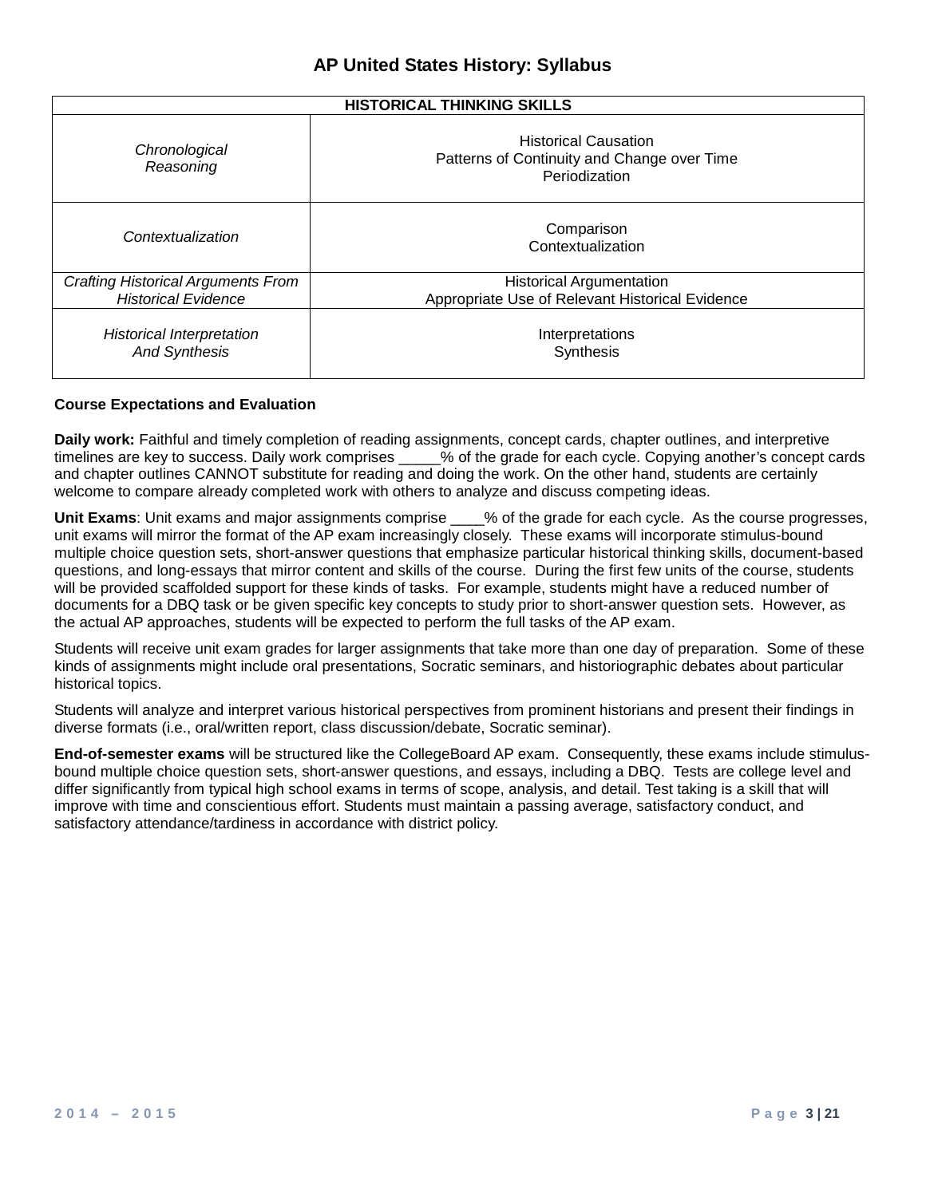## AP United States History: Syllabus

| HISTORICAL THINKING SKILLS | |
|---|---|
| *Chronological Reasoning* | Historical Causation<br>Patterns of Continuity and Change over Time<br>Periodization |
| *Contextualization* | Comparison<br>Contextualization |
| *Crafting Historical Arguments From Historical Evidence* | Historical Argumentation<br>Appropriate Use of Relevant Historical Evidence |
| *Historical Interpretation And Synthesis* | Interpretations<br>Synthesis |

**Course Expectations and Evaluation**

**Daily work:** Faithful and timely completion of reading assignments, concept cards, chapter outlines, and interpretive timelines are key to success. Daily work comprises _____% of the grade for each cycle. Copying another's concept cards and chapter outlines CANNOT substitute for reading and doing the work. On the other hand, students are certainly welcome to compare already completed work with others to analyze and discuss competing ideas.

**Unit Exams**: Unit exams and major assignments comprise ____% of the grade for each cycle. As the course progresses, unit exams will mirror the format of the AP exam increasingly closely. These exams will incorporate stimulus-bound multiple choice question sets, short-answer questions that emphasize particular historical thinking skills, document-based questions, and long-essays that mirror content and skills of the course. During the first few units of the course, students will be provided scaffolded support for these kinds of tasks. For example, students might have a reduced number of documents for a DBQ task or be given specific key concepts to study prior to short-answer question sets. However, as the actual AP approaches, students will be expected to perform the full tasks of the AP exam.

Students will receive unit exam grades for larger assignments that take more than one day of preparation. Some of these kinds of assignments might include oral presentations, Socratic seminars, and historiographic debates about particular historical topics.

Students will analyze and interpret various historical perspectives from prominent historians and present their findings in diverse formats (i.e., oral/written report, class discussion/debate, Socratic seminar).

**End-of-semester exams** will be structured like the CollegeBoard AP exam. Consequently, these exams include stimulus-bound multiple choice question sets, short-answer questions, and essays, including a DBQ. Tests are college level and differ significantly from typical high school exams in terms of scope, analysis, and detail. Test taking is a skill that will improve with time and conscientious effort. Students must maintain a passing average, satisfactory conduct, and satisfactory attendance/tardiness in accordance with district policy.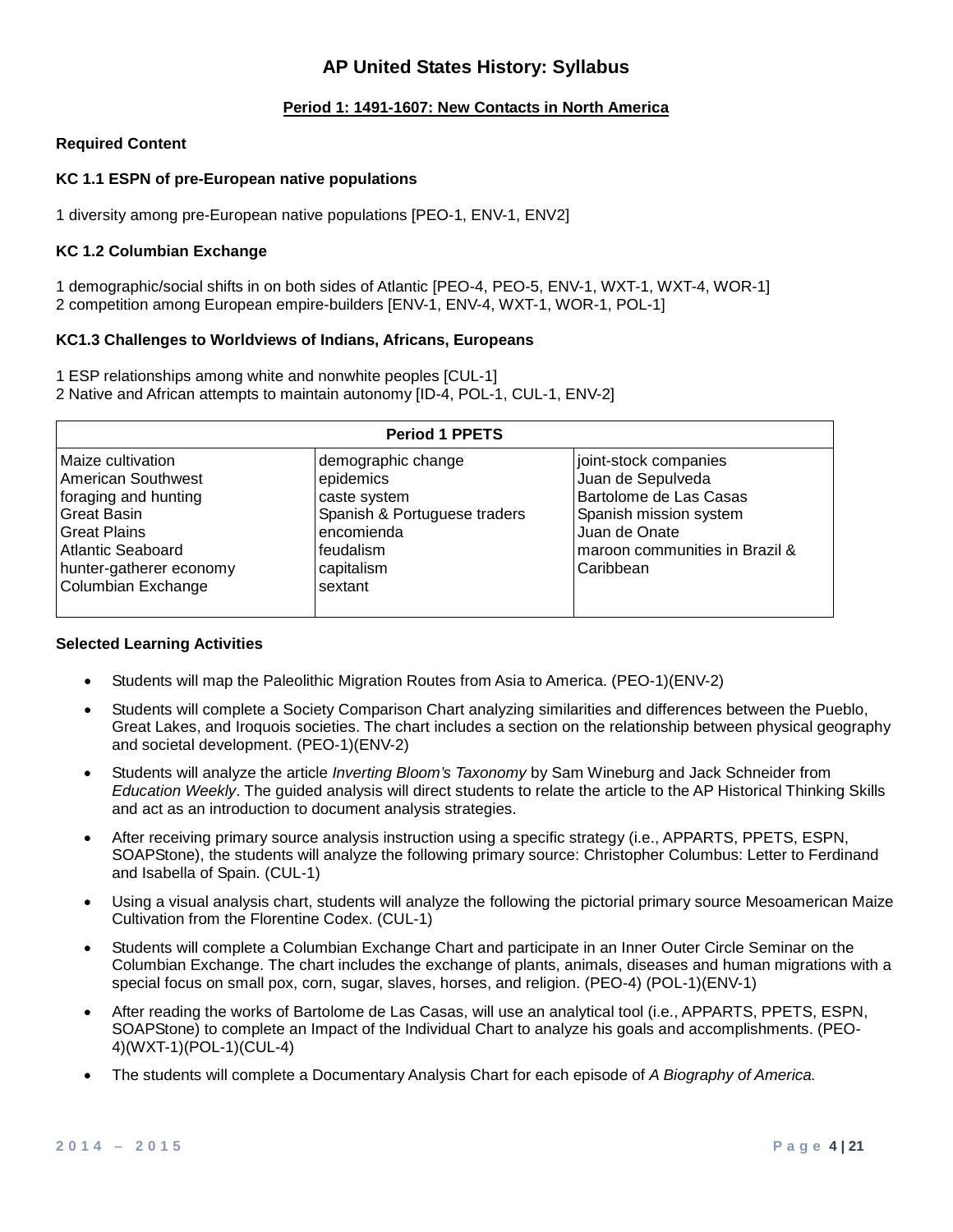# AP United States History: Syllabus

## Period 1: 1491-1607: New Contacts in North America

**Required Content**

**KC 1.1 ESPN of pre-European native populations**

1 diversity among pre-European native populations [PEO-1, ENV-1, ENV2]

**KC 1.2 Columbian Exchange**

1 demographic/social shifts in on both sides of Atlantic [PEO-4, PEO-5, ENV-1, WXT-1, WXT-4, WOR-1]
2 competition among European empire-builders [ENV-1, ENV-4, WXT-1, WOR-1, POL-1]

**KC1.3 Challenges to Worldviews of Indians, Africans, Europeans**

1 ESP relationships among white and nonwhite peoples [CUL-1]
2 Native and African attempts to maintain autonomy [ID-4, POL-1, CUL-1, ENV-2]

| Period 1 PPETS | | |
|---|---|---|
| Maize cultivation<br>American Southwest<br>foraging and hunting<br>Great Basin<br>Great Plains<br>Atlantic Seaboard<br>hunter-gatherer economy<br>Columbian Exchange | demographic change<br>epidemics<br>caste system<br>Spanish & Portuguese traders<br>encomienda<br>feudalism<br>capitalism<br>sextant | joint-stock companies<br>Juan de Sepulveda<br>Bartolome de Las Casas<br>Spanish mission system<br>Juan de Onate<br>maroon communities in Brazil & Caribbean |

**Selected Learning Activities**

- Students will map the Paleolithic Migration Routes from Asia to America. (PEO-1)(ENV-2)
- Students will complete a Society Comparison Chart analyzing similarities and differences between the Pueblo, Great Lakes, and Iroquois societies. The chart includes a section on the relationship between physical geography and societal development. (PEO-1)(ENV-2)
- Students will analyze the article *Inverting Bloom's Taxonomy* by Sam Wineburg and Jack Schneider from *Education Weekly*. The guided analysis will direct students to relate the article to the AP Historical Thinking Skills and act as an introduction to document analysis strategies.
- After receiving primary source analysis instruction using a specific strategy (i.e., APPARTS, PPETS, ESPN, SOAPStone), the students will analyze the following primary source: Christopher Columbus: Letter to Ferdinand and Isabella of Spain. (CUL-1)
- Using a visual analysis chart, students will analyze the following the pictorial primary source Mesoamerican Maize Cultivation from the Florentine Codex. (CUL-1)
- Students will complete a Columbian Exchange Chart and participate in an Inner Outer Circle Seminar on the Columbian Exchange. The chart includes the exchange of plants, animals, diseases and human migrations with a special focus on small pox, corn, sugar, slaves, horses, and religion. (PEO-4) (POL-1)(ENV-1)
- After reading the works of Bartolome de Las Casas, will use an analytical tool (i.e., APPARTS, PPETS, ESPN, SOAPStone) to complete an Impact of the Individual Chart to analyze his goals and accomplishments. (PEO-4)(WXT-1)(POL-1)(CUL-4)
- The students will complete a Documentary Analysis Chart for each episode of *A Biography of America.*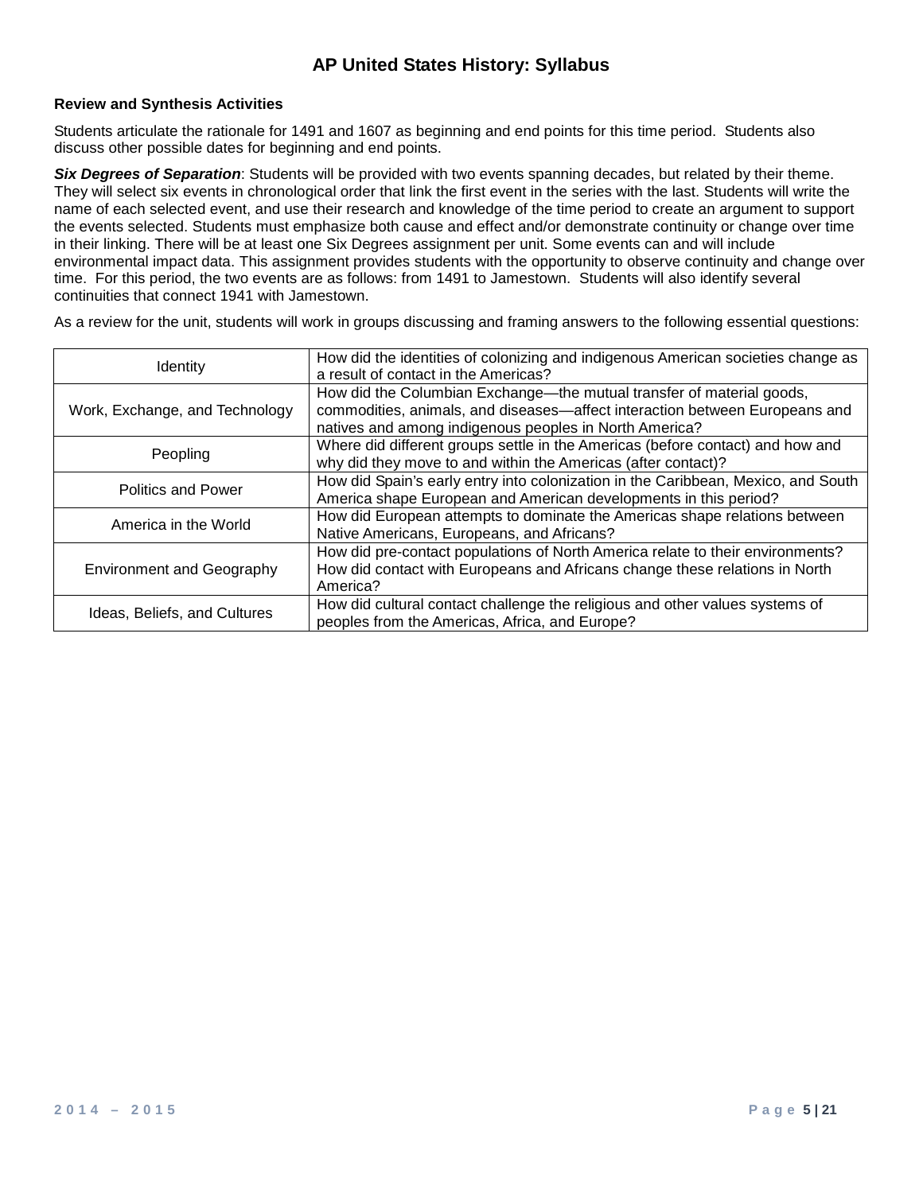### Review and Synthesis Activities

Students articulate the rationale for 1491 and 1607 as beginning and end points for this time period. Students also discuss other possible dates for beginning and end points.

***Six Degrees of Separation***: Students will be provided with two events spanning decades, but related by their theme. They will select six events in chronological order that link the first event in the series with the last. Students will write the name of each selected event, and use their research and knowledge of the time period to create an argument to support the events selected. Students must emphasize both cause and effect and/or demonstrate continuity or change over time in their linking. There will be at least one Six Degrees assignment per unit. Some events can and will include environmental impact data. This assignment provides students with the opportunity to observe continuity and change over time. For this period, the two events are as follows: from 1491 to Jamestown. Students will also identify several continuities that connect 1941 with Jamestown.

As a review for the unit, students will work in groups discussing and framing answers to the following essential questions:

| | |
|---|---|
| Identity | How did the identities of colonizing and indigenous American societies change as a result of contact in the Americas? |
| Work, Exchange, and Technology | How did the Columbian Exchange—the mutual transfer of material goods, commodities, animals, and diseases—affect interaction between Europeans and natives and among indigenous peoples in North America? |
| Peopling | Where did different groups settle in the Americas (before contact) and how and why did they move to and within the Americas (after contact)? |
| Politics and Power | How did Spain's early entry into colonization in the Caribbean, Mexico, and South America shape European and American developments in this period? |
| America in the World | How did European attempts to dominate the Americas shape relations between Native Americans, Europeans, and Africans? |
| Environment and Geography | How did pre-contact populations of North America relate to their environments? How did contact with Europeans and Africans change these relations in North America? |
| Ideas, Beliefs, and Cultures | How did cultural contact challenge the religious and other values systems of peoples from the Americas, Africa, and Europe? |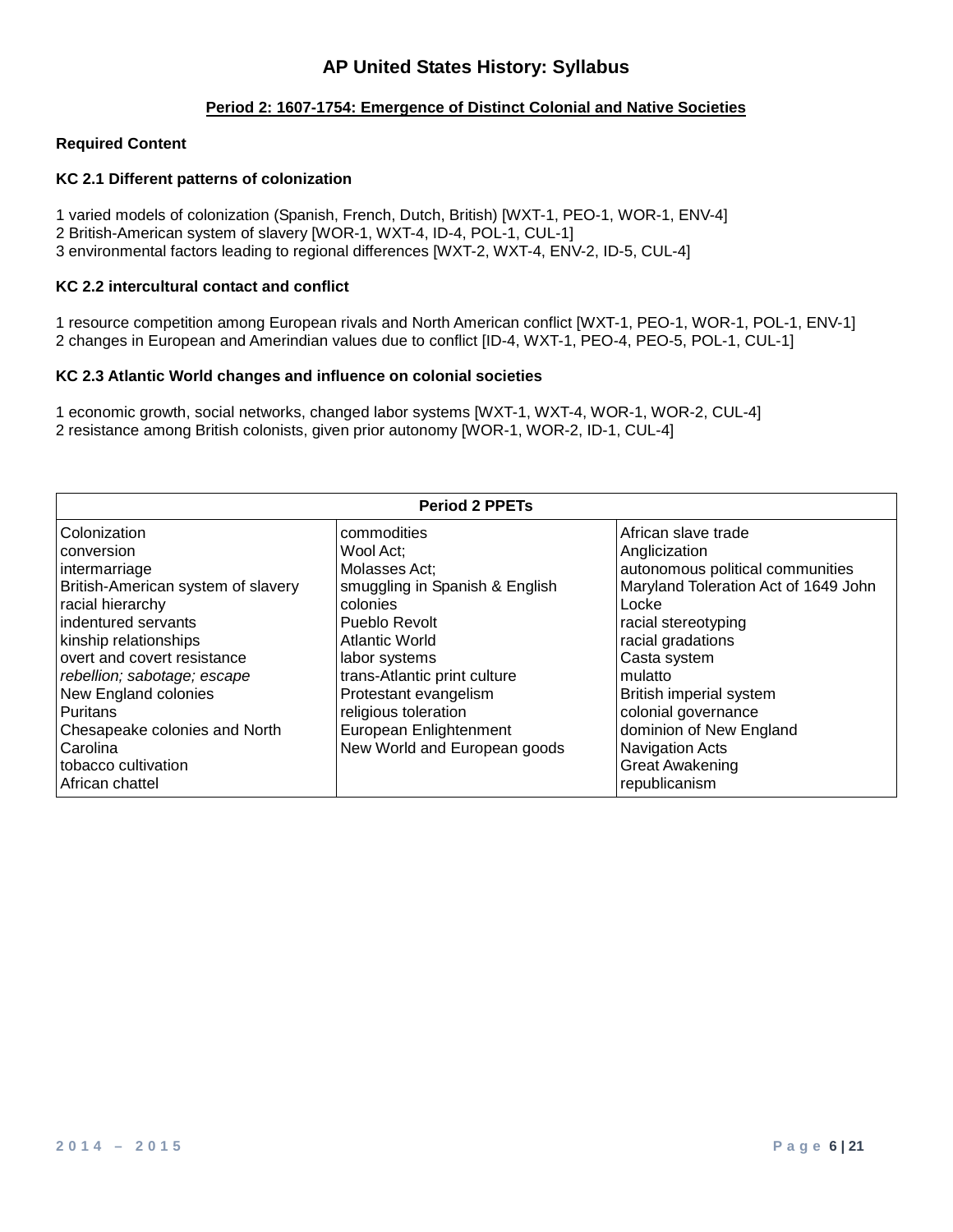# AP United States History: Syllabus

## Period 2: 1607-1754: Emergence of Distinct Colonial and Native Societies

**Required Content**

**KC 2.1 Different patterns of colonization**

1 varied models of colonization (Spanish, French, Dutch, British) [WXT-1, PEO-1, WOR-1, ENV-4]
2 British-American system of slavery [WOR-1, WXT-4, ID-4, POL-1, CUL-1]
3 environmental factors leading to regional differences [WXT-2, WXT-4, ENV-2, ID-5, CUL-4]

**KC 2.2 intercultural contact and conflict**

1 resource competition among European rivals and North American conflict [WXT-1, PEO-1, WOR-1, POL-1, ENV-1]
2 changes in European and Amerindian values due to conflict [ID-4, WXT-1, PEO-4, PEO-5, POL-1, CUL-1]

**KC 2.3 Atlantic World changes and influence on colonial societies**

1 economic growth, social networks, changed labor systems [WXT-1, WXT-4, WOR-1, WOR-2, CUL-4]
2 resistance among British colonists, given prior autonomy [WOR-1, WOR-2, ID-1, CUL-4]

| Period 2 PPETs | | |
|---|---|---|
| Colonization<br>conversion<br>intermarriage<br>British-American system of slavery<br>racial hierarchy<br>indentured servants<br>kinship relationships<br>overt and covert resistance<br>*rebellion; sabotage; escape*<br>New England colonies<br>Puritans<br>Chesapeake colonies and North Carolina<br>tobacco cultivation<br>African chattel | commodities<br>Wool Act;<br>Molasses Act;<br>smuggling in Spanish & English colonies<br>Pueblo Revolt<br>Atlantic World<br>labor systems<br>trans-Atlantic print culture<br>Protestant evangelism<br>religious toleration<br>European Enlightenment<br>New World and European goods | African slave trade<br>Anglicization<br>autonomous political communities<br>Maryland Toleration Act of 1649 John Locke<br>racial stereotyping<br>racial gradations<br>Casta system<br>mulatto<br>British imperial system<br>colonial governance<br>dominion of New England<br>Navigation Acts<br>Great Awakening<br>republicanism |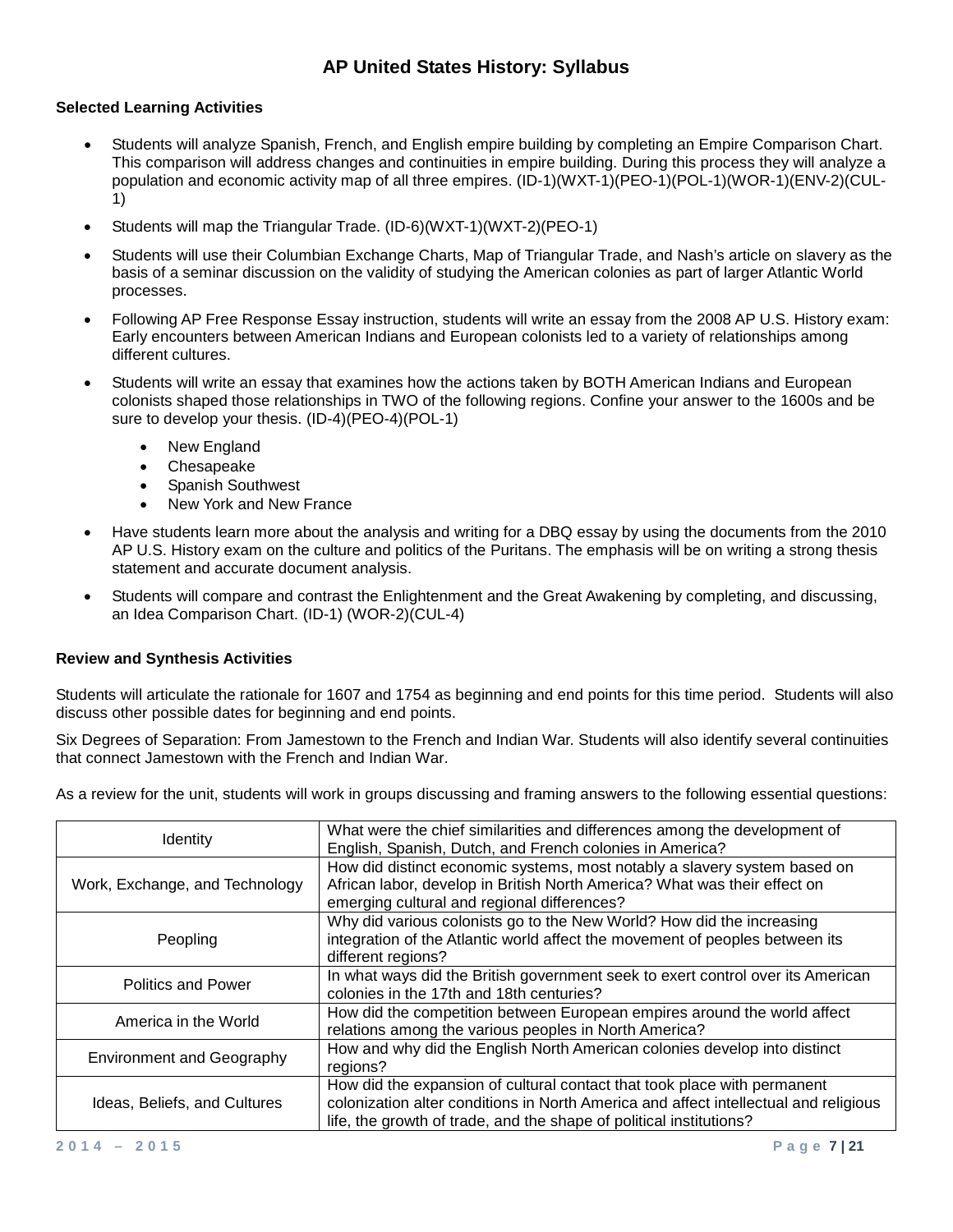# AP United States History: Syllabus

**Selected Learning Activities**

- Students will analyze Spanish, French, and English empire building by completing an Empire Comparison Chart. This comparison will address changes and continuities in empire building. During this process they will analyze a population and economic activity map of all three empires. (ID-1)(WXT-1)(PEO-1)(POL-1)(WOR-1)(ENV-2)(CUL-1)
- Students will map the Triangular Trade. (ID-6)(WXT-1)(WXT-2)(PEO-1)
- Students will use their Columbian Exchange Charts, Map of Triangular Trade, and Nash's article on slavery as the basis of a seminar discussion on the validity of studying the American colonies as part of larger Atlantic World processes.
- Following AP Free Response Essay instruction, students will write an essay from the 2008 AP U.S. History exam: Early encounters between American Indians and European colonists led to a variety of relationships among different cultures.
- Students will write an essay that examines how the actions taken by BOTH American Indians and European colonists shaped those relationships in TWO of the following regions. Confine your answer to the 1600s and be sure to develop your thesis. (ID-4)(PEO-4)(POL-1)
  - New England
  - Chesapeake
  - Spanish Southwest
  - New York and New France
- Have students learn more about the analysis and writing for a DBQ essay by using the documents from the 2010 AP U.S. History exam on the culture and politics of the Puritans. The emphasis will be on writing a strong thesis statement and accurate document analysis.
- Students will compare and contrast the Enlightenment and the Great Awakening by completing, and discussing, an Idea Comparison Chart. (ID-1) (WOR-2)(CUL-4)

**Review and Synthesis Activities**

Students will articulate the rationale for 1607 and 1754 as beginning and end points for this time period. Students will also discuss other possible dates for beginning and end points.

Six Degrees of Separation: From Jamestown to the French and Indian War. Students will also identify several continuities that connect Jamestown with the French and Indian War.

As a review for the unit, students will work in groups discussing and framing answers to the following essential questions:

| | |
|---|---|
| Identity | What were the chief similarities and differences among the development of English, Spanish, Dutch, and French colonies in America? |
| Work, Exchange, and Technology | How did distinct economic systems, most notably a slavery system based on African labor, develop in British North America? What was their effect on emerging cultural and regional differences? |
| Peopling | Why did various colonists go to the New World? How did the increasing integration of the Atlantic world affect the movement of peoples between its different regions? |
| Politics and Power | In what ways did the British government seek to exert control over its American colonies in the 17th and 18th centuries? |
| America in the World | How did the competition between European empires around the world affect relations among the various peoples in North America? |
| Environment and Geography | How and why did the English North American colonies develop into distinct regions? |
| Ideas, Beliefs, and Cultures | How did the expansion of cultural contact that took place with permanent colonization alter conditions in North America and affect intellectual and religious life, the growth of trade, and the shape of political institutions? |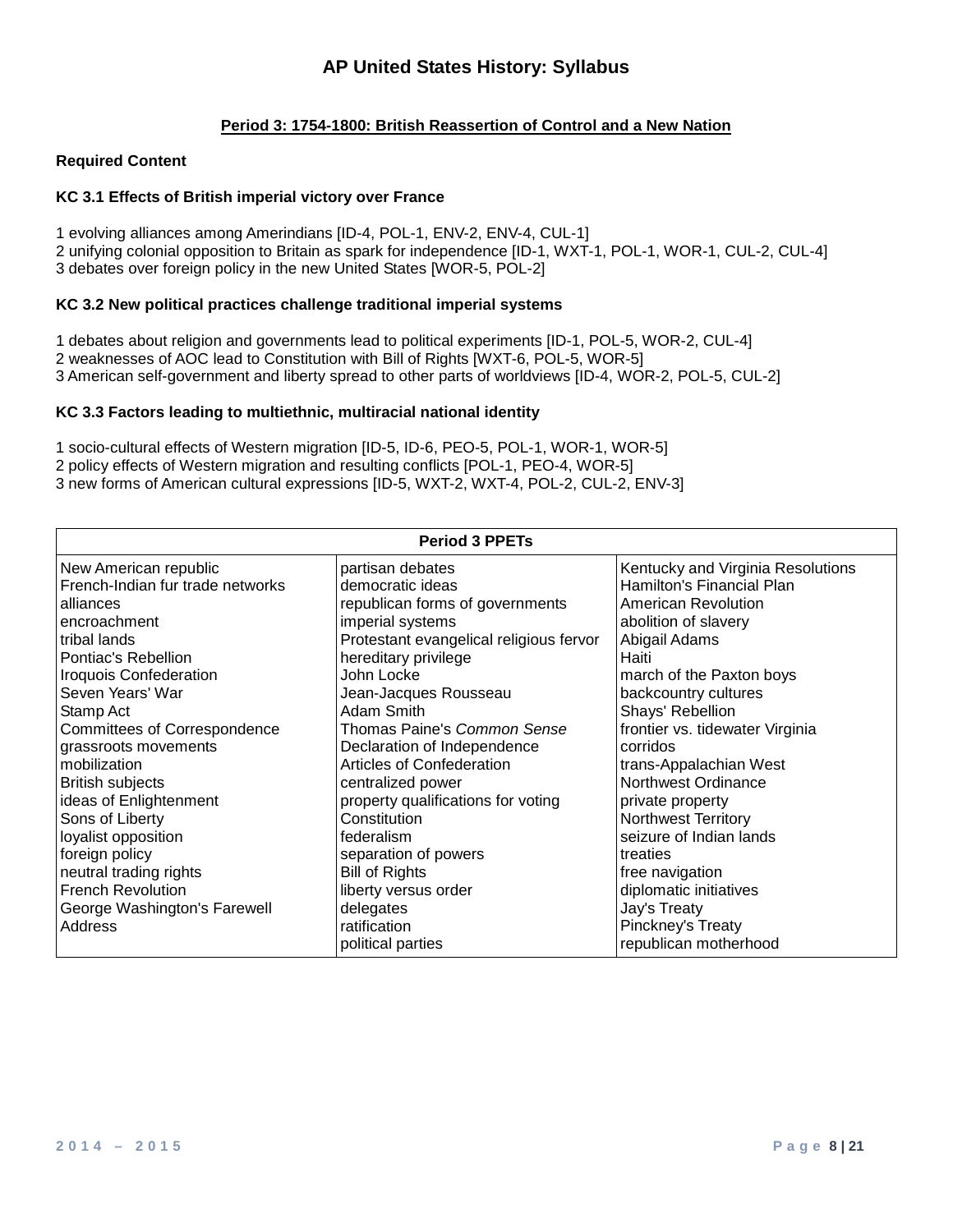# AP United States History: Syllabus

## Period 3: 1754-1800: British Reassertion of Control and a New Nation

### Required Content

**KC 3.1 Effects of British imperial victory over France**

1 evolving alliances among Amerindians [ID-4, POL-1, ENV-2, ENV-4, CUL-1]
2 unifying colonial opposition to Britain as spark for independence [ID-1, WXT-1, POL-1, WOR-1, CUL-2, CUL-4]
3 debates over foreign policy in the new United States [WOR-5, POL-2]

**KC 3.2 New political practices challenge traditional imperial systems**

1 debates about religion and governments lead to political experiments [ID-1, POL-5, WOR-2, CUL-4]
2 weaknesses of AOC lead to Constitution with Bill of Rights [WXT-6, POL-5, WOR-5]
3 American self-government and liberty spread to other parts of worldviews [ID-4, WOR-2, POL-5, CUL-2]

**KC 3.3 Factors leading to multiethnic, multiracial national identity**

1 socio-cultural effects of Western migration [ID-5, ID-6, PEO-5, POL-1, WOR-1, WOR-5]
2 policy effects of Western migration and resulting conflicts [POL-1, PEO-4, WOR-5]
3 new forms of American cultural expressions [ID-5, WXT-2, WXT-4, POL-2, CUL-2, ENV-3]

| Period 3 PPETs | | |
|---|---|---|
| New American republic | partisan debates | Kentucky and Virginia Resolutions |
| French-Indian fur trade networks | democratic ideas | Hamilton's Financial Plan |
| alliances | republican forms of governments | American Revolution |
| encroachment | imperial systems | abolition of slavery |
| tribal lands | Protestant evangelical religious fervor | Abigail Adams |
| Pontiac's Rebellion | hereditary privilege | Haiti |
| Iroquois Confederation | John Locke | march of the Paxton boys |
| Seven Years' War | Jean-Jacques Rousseau | backcountry cultures |
| Stamp Act | Adam Smith | Shays' Rebellion |
| Committees of Correspondence | Thomas Paine's *Common Sense* | frontier vs. tidewater Virginia |
| grassroots movements | Declaration of Independence | corridos |
| mobilization | Articles of Confederation | trans-Appalachian West |
| British subjects | centralized power | Northwest Ordinance |
| ideas of Enlightenment | property qualifications for voting | private property |
| Sons of Liberty | Constitution | Northwest Territory |
| loyalist opposition | federalism | seizure of Indian lands |
| foreign policy | separation of powers | treaties |
| neutral trading rights | Bill of Rights | free navigation |
| French Revolution | liberty versus order | diplomatic initiatives |
| George Washington's Farewell Address | delegates | Jay's Treaty |
| | ratification | Pinckney's Treaty |
| | political parties | republican motherhood |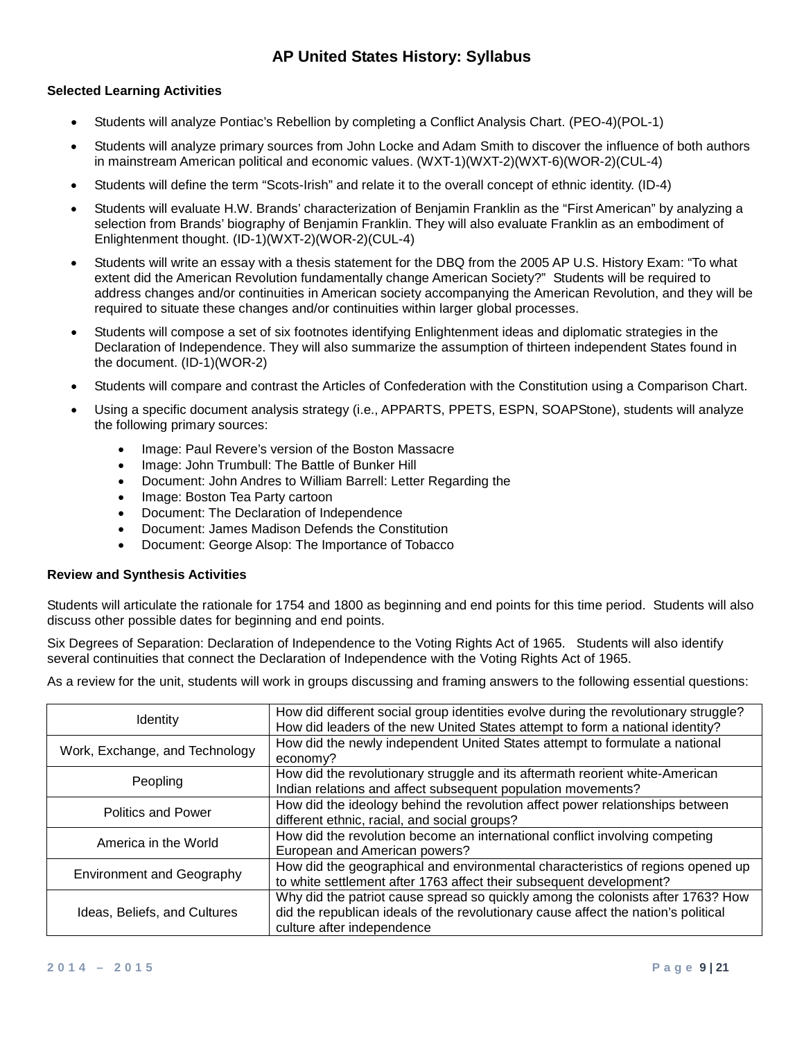# AP United States History: Syllabus

**Selected Learning Activities**

- Students will analyze Pontiac's Rebellion by completing a Conflict Analysis Chart. (PEO-4)(POL-1)
- Students will analyze primary sources from John Locke and Adam Smith to discover the influence of both authors in mainstream American political and economic values. (WXT-1)(WXT-2)(WXT-6)(WOR-2)(CUL-4)
- Students will define the term "Scots-Irish" and relate it to the overall concept of ethnic identity. (ID-4)
- Students will evaluate H.W. Brands' characterization of Benjamin Franklin as the "First American" by analyzing a selection from Brands' biography of Benjamin Franklin. They will also evaluate Franklin as an embodiment of Enlightenment thought. (ID-1)(WXT-2)(WOR-2)(CUL-4)
- Students will write an essay with a thesis statement for the DBQ from the 2005 AP U.S. History Exam: "To what extent did the American Revolution fundamentally change American Society?" Students will be required to address changes and/or continuities in American society accompanying the American Revolution, and they will be required to situate these changes and/or continuities within larger global processes.
- Students will compose a set of six footnotes identifying Enlightenment ideas and diplomatic strategies in the Declaration of Independence. They will also summarize the assumption of thirteen independent States found in the document. (ID-1)(WOR-2)
- Students will compare and contrast the Articles of Confederation with the Constitution using a Comparison Chart.
- Using a specific document analysis strategy (i.e., APPARTS, PPETS, ESPN, SOAPStone), students will analyze the following primary sources:
  - Image: Paul Revere's version of the Boston Massacre
  - Image: John Trumbull: The Battle of Bunker Hill
  - Document: John Andres to William Barrell: Letter Regarding the
  - Image: Boston Tea Party cartoon
  - Document: The Declaration of Independence
  - Document: James Madison Defends the Constitution
  - Document: George Alsop: The Importance of Tobacco

**Review and Synthesis Activities**

Students will articulate the rationale for 1754 and 1800 as beginning and end points for this time period. Students will also discuss other possible dates for beginning and end points.

Six Degrees of Separation: Declaration of Independence to the Voting Rights Act of 1965. Students will also identify several continuities that connect the Declaration of Independence with the Voting Rights Act of 1965.

As a review for the unit, students will work in groups discussing and framing answers to the following essential questions:

| Theme | Essential Questions |
|---|---|
| Identity | How did different social group identities evolve during the revolutionary struggle? How did leaders of the new United States attempt to form a national identity? |
| Work, Exchange, and Technology | How did the newly independent United States attempt to formulate a national economy? |
| Peopling | How did the revolutionary struggle and its aftermath reorient white-American Indian relations and affect subsequent population movements? |
| Politics and Power | How did the ideology behind the revolution affect power relationships between different ethnic, racial, and social groups? |
| America in the World | How did the revolution become an international conflict involving competing European and American powers? |
| Environment and Geography | How did the geographical and environmental characteristics of regions opened up to white settlement after 1763 affect their subsequent development? |
| Ideas, Beliefs, and Cultures | Why did the patriot cause spread so quickly among the colonists after 1763? How did the republican ideals of the revolutionary cause affect the nation's political culture after independence |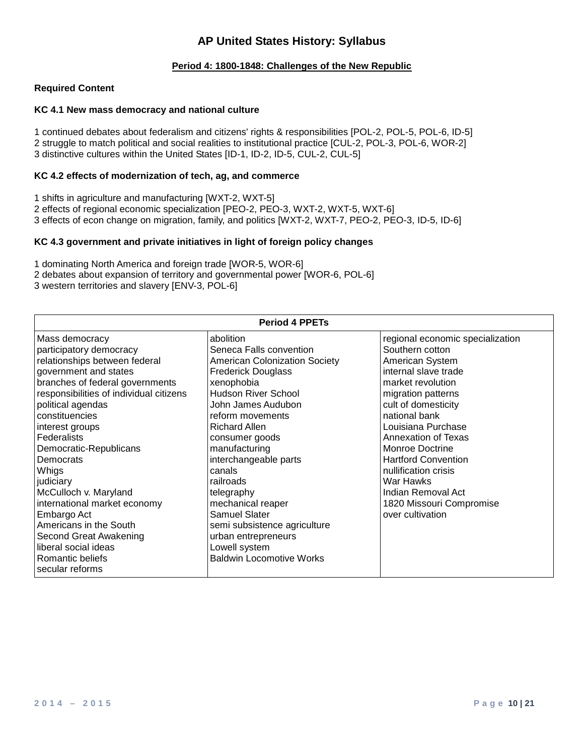# AP United States History: Syllabus

## Period 4: 1800-1848: Challenges of the New Republic

**Required Content**

**KC 4.1 New mass democracy and national culture**

1 continued debates about federalism and citizens' rights & responsibilities [POL-2, POL-5, POL-6, ID-5]
2 struggle to match political and social realities to institutional practice [CUL-2, POL-3, POL-6, WOR-2]
3 distinctive cultures within the United States [ID-1, ID-2, ID-5, CUL-2, CUL-5]

**KC 4.2 effects of modernization of tech, ag, and commerce**

1 shifts in agriculture and manufacturing [WXT-2, WXT-5]
2 effects of regional economic specialization [PEO-2, PEO-3, WXT-2, WXT-5, WXT-6]
3 effects of econ change on migration, family, and politics [WXT-2, WXT-7, PEO-2, PEO-3, ID-5, ID-6]

**KC 4.3 government and private initiatives in light of foreign policy changes**

1 dominating North America and foreign trade [WOR-5, WOR-6]
2 debates about expansion of territory and governmental power [WOR-6, POL-6]
3 western territories and slavery [ENV-3, POL-6]

| Period 4 PPETs | | |
|---|---|---|
| Mass democracy<br>participatory democracy<br>relationships between federal government and states<br>branches of federal governments<br>responsibilities of individual citizens<br>political agendas<br>constituencies<br>interest groups<br>Federalists<br>Democratic-Republicans<br>Democrats<br>Whigs<br>judiciary<br>McCulloch v. Maryland<br>international market economy<br>Embargo Act<br>Americans in the South<br>Second Great Awakening<br>liberal social ideas<br>Romantic beliefs<br>secular reforms | abolition<br>Seneca Falls convention<br>American Colonization Society<br>Frederick Douglass<br>xenophobia<br>Hudson River School<br>John James Audubon<br>reform movements<br>Richard Allen<br>consumer goods<br>manufacturing<br>interchangeable parts<br>canals<br>railroads<br>telegraphy<br>mechanical reaper<br>Samuel Slater<br>semi subsistence agriculture<br>urban entrepreneurs<br>Lowell system<br>Baldwin Locomotive Works | regional economic specialization<br>Southern cotton<br>American System<br>internal slave trade<br>market revolution<br>migration patterns<br>cult of domesticity<br>national bank<br>Louisiana Purchase<br>Annexation of Texas<br>Monroe Doctrine<br>Hartford Convention<br>nullification crisis<br>War Hawks<br>Indian Removal Act<br>1820 Missouri Compromise<br>over cultivation |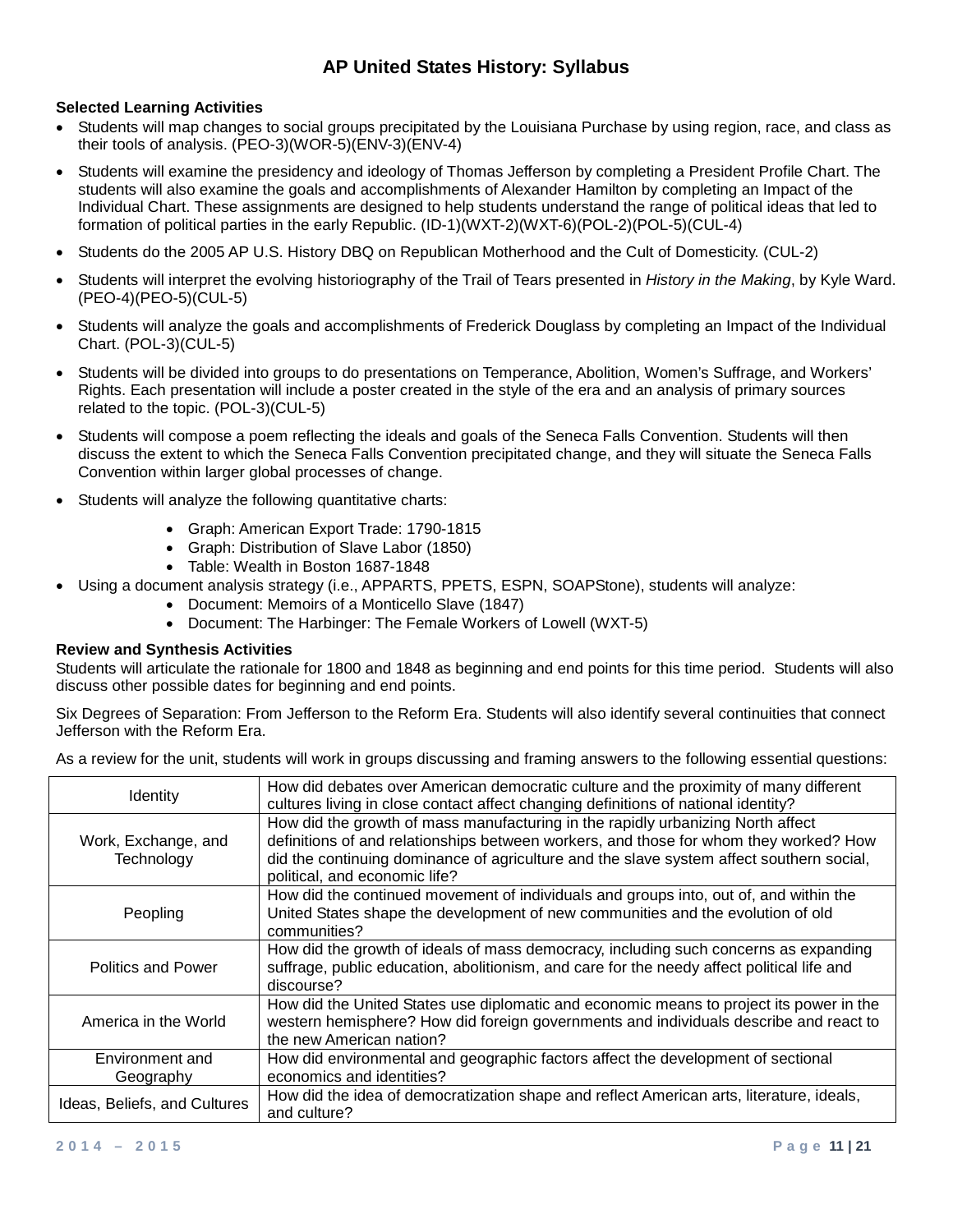### Selected Learning Activities

- Students will map changes to social groups precipitated by the Louisiana Purchase by using region, race, and class as their tools of analysis. (PEO-3)(WOR-5)(ENV-3)(ENV-4)
- Students will examine the presidency and ideology of Thomas Jefferson by completing a President Profile Chart. The students will also examine the goals and accomplishments of Alexander Hamilton by completing an Impact of the Individual Chart. These assignments are designed to help students understand the range of political ideas that led to formation of political parties in the early Republic. (ID-1)(WXT-2)(WXT-6)(POL-2)(POL-5)(CUL-4)
- Students do the 2005 AP U.S. History DBQ on Republican Motherhood and the Cult of Domesticity. (CUL-2)
- Students will interpret the evolving historiography of the Trail of Tears presented in *History in the Making*, by Kyle Ward. (PEO-4)(PEO-5)(CUL-5)
- Students will analyze the goals and accomplishments of Frederick Douglass by completing an Impact of the Individual Chart. (POL-3)(CUL-5)
- Students will be divided into groups to do presentations on Temperance, Abolition, Women's Suffrage, and Workers' Rights. Each presentation will include a poster created in the style of the era and an analysis of primary sources related to the topic. (POL-3)(CUL-5)
- Students will compose a poem reflecting the ideals and goals of the Seneca Falls Convention. Students will then discuss the extent to which the Seneca Falls Convention precipitated change, and they will situate the Seneca Falls Convention within larger global processes of change.
- Students will analyze the following quantitative charts:
    - Graph: American Export Trade: 1790-1815
    - Graph: Distribution of Slave Labor (1850)
    - Table: Wealth in Boston 1687-1848
- Using a document analysis strategy (i.e., APPARTS, PPETS, ESPN, SOAPStone), students will analyze:
    - Document: Memoirs of a Monticello Slave (1847)
    - Document: The Harbinger: The Female Workers of Lowell (WXT-5)

### Review and Synthesis Activities

Students will articulate the rationale for 1800 and 1848 as beginning and end points for this time period. Students will also discuss other possible dates for beginning and end points.

Six Degrees of Separation: From Jefferson to the Reform Era. Students will also identify several continuities that connect Jefferson with the Reform Era.

As a review for the unit, students will work in groups discussing and framing answers to the following essential questions:

| | |
|---|---|
| Identity | How did debates over American democratic culture and the proximity of many different cultures living in close contact affect changing definitions of national identity? |
| Work, Exchange, and Technology | How did the growth of mass manufacturing in the rapidly urbanizing North affect definitions of and relationships between workers, and those for whom they worked? How did the continuing dominance of agriculture and the slave system affect southern social, political, and economic life? |
| Peopling | How did the continued movement of individuals and groups into, out of, and within the United States shape the development of new communities and the evolution of old communities? |
| Politics and Power | How did the growth of ideals of mass democracy, including such concerns as expanding suffrage, public education, abolitionism, and care for the needy affect political life and discourse? |
| America in the World | How did the United States use diplomatic and economic means to project its power in the western hemisphere? How did foreign governments and individuals describe and react to the new American nation? |
| Environment and Geography | How did environmental and geographic factors affect the development of sectional economics and identities? |
| Ideas, Beliefs, and Cultures | How did the idea of democratization shape and reflect American arts, literature, ideals, and culture? |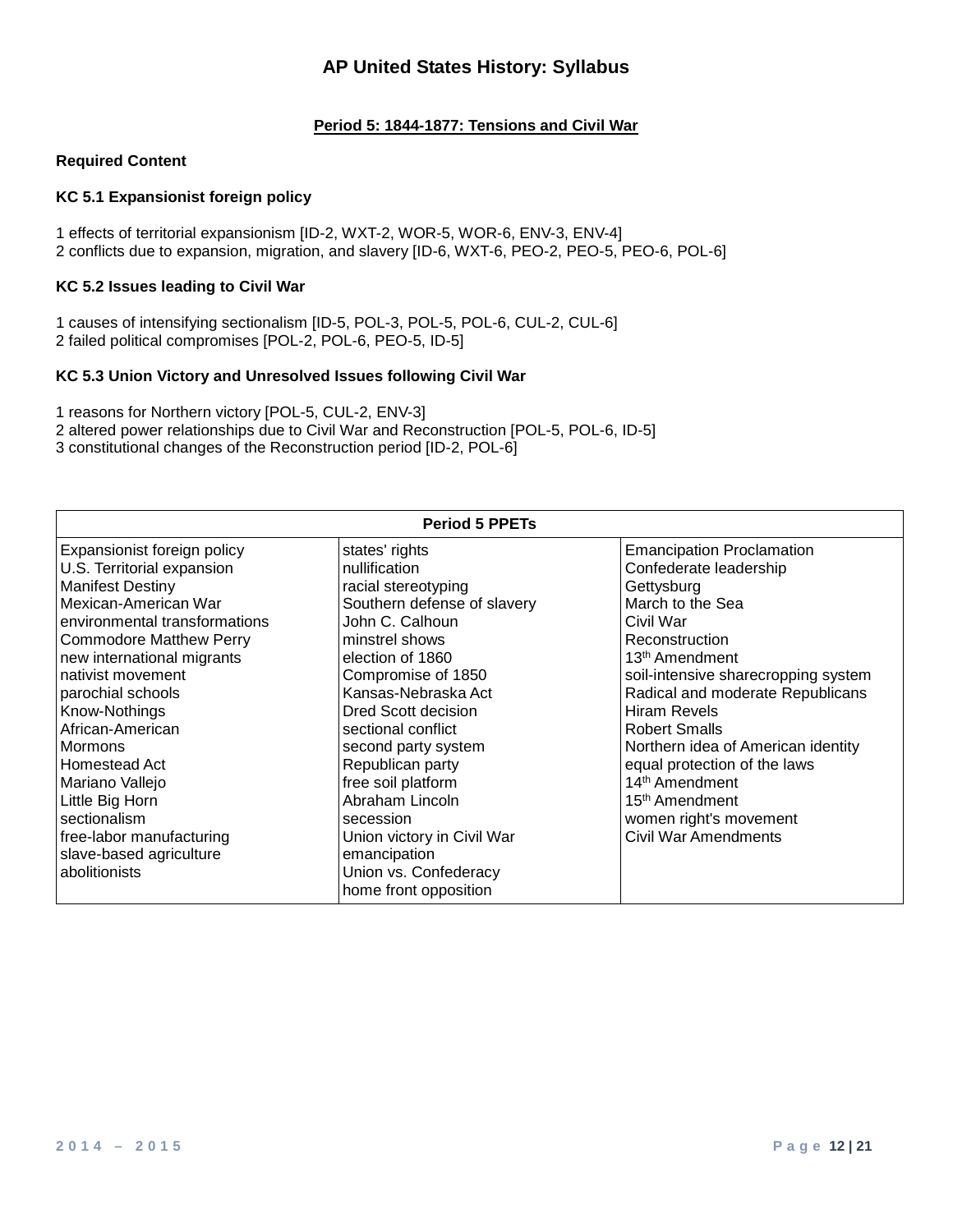# AP United States History: Syllabus

## Period 5: 1844-1877: Tensions and Civil War

### Required Content

**KC 5.1 Expansionist foreign policy**

1 effects of territorial expansionism [ID-2, WXT-2, WOR-5, WOR-6, ENV-3, ENV-4]
2 conflicts due to expansion, migration, and slavery [ID-6, WXT-6, PEO-2, PEO-5, PEO-6, POL-6]

**KC 5.2 Issues leading to Civil War**

1 causes of intensifying sectionalism [ID-5, POL-3, POL-5, POL-6, CUL-2, CUL-6]
2 failed political compromises [POL-2, POL-6, PEO-5, ID-5]

**KC 5.3 Union Victory and Unresolved Issues following Civil War**

1 reasons for Northern victory [POL-5, CUL-2, ENV-3]
2 altered power relationships due to Civil War and Reconstruction [POL-5, POL-6, ID-5]
3 constitutional changes of the Reconstruction period [ID-2, POL-6]

| Period 5 PPETs | | |
|---|---|---|
| Expansionist foreign policy<br>U.S. Territorial expansion<br>Manifest Destiny<br>Mexican-American War<br>environmental transformations<br>Commodore Matthew Perry<br>new international migrants<br>nativist movement<br>parochial schools<br>Know-Nothings<br>African-American<br>Mormons<br>Homestead Act<br>Mariano Vallejo<br>Little Big Horn<br>sectionalism<br>free-labor manufacturing<br>slave-based agriculture<br>abolitionists | states' rights<br>nullification<br>racial stereotyping<br>Southern defense of slavery<br>John C. Calhoun<br>minstrel shows<br>election of 1860<br>Compromise of 1850<br>Kansas-Nebraska Act<br>Dred Scott decision<br>sectional conflict<br>second party system<br>Republican party<br>free soil platform<br>Abraham Lincoln<br>secession<br>Union victory in Civil War<br>emancipation<br>Union vs. Confederacy<br>home front opposition | Emancipation Proclamation<br>Confederate leadership<br>Gettysburg<br>March to the Sea<br>Civil War<br>Reconstruction<br>13th Amendment<br>soil-intensive sharecropping system<br>Radical and moderate Republicans<br>Hiram Revels<br>Robert Smalls<br>Northern idea of American identity<br>equal protection of the laws<br>14th Amendment<br>15th Amendment<br>women right's movement<br>Civil War Amendments |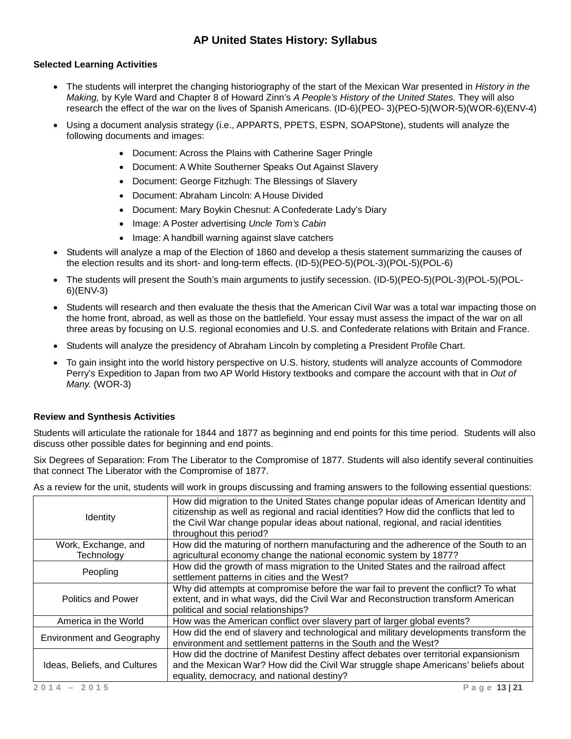# AP United States History: Syllabus

### Selected Learning Activities

- The students will interpret the changing historiography of the start of the Mexican War presented in *History in the Making,* by Kyle Ward and Chapter 8 of Howard Zinn's *A People's History of the United States.* They will also research the effect of the war on the lives of Spanish Americans. (ID-6)(PEO- 3)(PEO-5)(WOR-5)(WOR-6)(ENV-4)
- Using a document analysis strategy (i.e., APPARTS, PPETS, ESPN, SOAPStone), students will analyze the following documents and images:
  - Document: Across the Plains with Catherine Sager Pringle
  - Document: A White Southerner Speaks Out Against Slavery
  - Document: George Fitzhugh: The Blessings of Slavery
  - Document: Abraham Lincoln: A House Divided
  - Document: Mary Boykin Chesnut: A Confederate Lady's Diary
  - Image: A Poster advertising *Uncle Tom's Cabin*
  - Image: A handbill warning against slave catchers
- Students will analyze a map of the Election of 1860 and develop a thesis statement summarizing the causes of the election results and its short- and long-term effects. (ID-5)(PEO-5)(POL-3)(POL-5)(POL-6)
- The students will present the South's main arguments to justify secession. (ID-5)(PEO-5)(POL-3)(POL-5)(POL-6)(ENV-3)
- Students will research and then evaluate the thesis that the American Civil War was a total war impacting those on the home front, abroad, as well as those on the battlefield. Your essay must assess the impact of the war on all three areas by focusing on U.S. regional economies and U.S. and Confederate relations with Britain and France.
- Students will analyze the presidency of Abraham Lincoln by completing a President Profile Chart.
- To gain insight into the world history perspective on U.S. history, students will analyze accounts of Commodore Perry's Expedition to Japan from two AP World History textbooks and compare the account with that in *Out of Many.* (WOR-3)

### Review and Synthesis Activities

Students will articulate the rationale for 1844 and 1877 as beginning and end points for this time period. Students will also discuss other possible dates for beginning and end points.

Six Degrees of Separation: From The Liberator to the Compromise of 1877. Students will also identify several continuities that connect The Liberator with the Compromise of 1877.

As a review for the unit, students will work in groups discussing and framing answers to the following essential questions:

| | |
|---|---|
| Identity | How did migration to the United States change popular ideas of American Identity and citizenship as well as regional and racial identities? How did the conflicts that led to the Civil War change popular ideas about national, regional, and racial identities throughout this period? |
| Work, Exchange, and Technology | How did the maturing of northern manufacturing and the adherence of the South to an agricultural economy change the national economic system by 1877? |
| Peopling | How did the growth of mass migration to the United States and the railroad affect settlement patterns in cities and the West? |
| Politics and Power | Why did attempts at compromise before the war fail to prevent the conflict? To what extent, and in what ways, did the Civil War and Reconstruction transform American political and social relationships? |
| America in the World | How was the American conflict over slavery part of larger global events? |
| Environment and Geography | How did the end of slavery and technological and military developments transform the environment and settlement patterns in the South and the West? |
| Ideas, Beliefs, and Cultures | How did the doctrine of Manifest Destiny affect debates over territorial expansionism and the Mexican War? How did the Civil War struggle shape Americans' beliefs about equality, democracy, and national destiny? |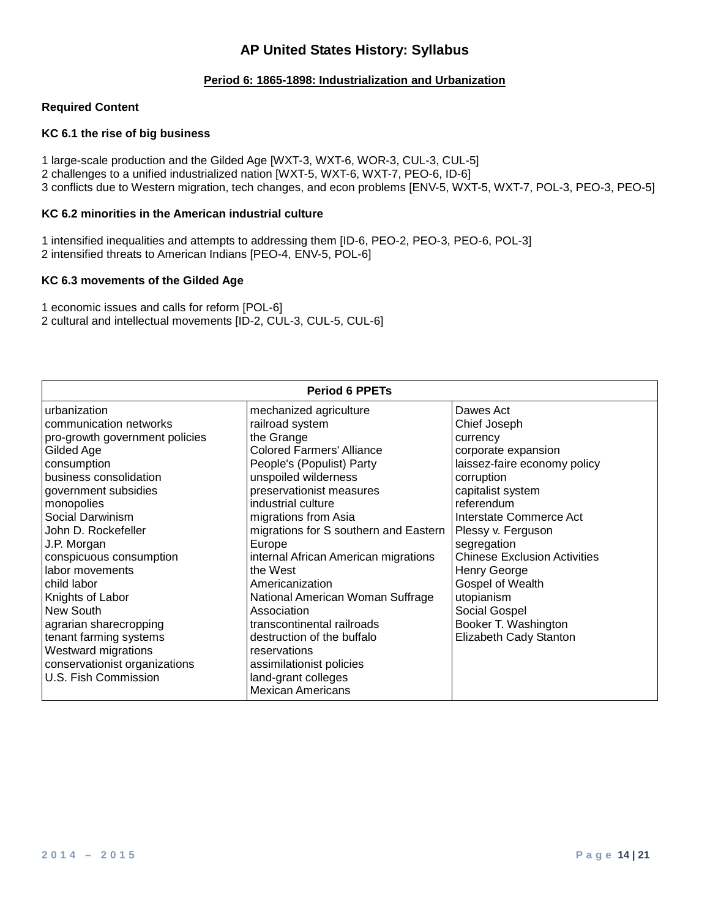# AP United States History: Syllabus

## Period 6: 1865-1898: Industrialization and Urbanization

**Required Content**

**KC 6.1 the rise of big business**

1 large-scale production and the Gilded Age [WXT-3, WXT-6, WOR-3, CUL-3, CUL-5]
2 challenges to a unified industrialized nation [WXT-5, WXT-6, WXT-7, PEO-6, ID-6]
3 conflicts due to Western migration, tech changes, and econ problems [ENV-5, WXT-5, WXT-7, POL-3, PEO-3, PEO-5]

**KC 6.2 minorities in the American industrial culture**

1 intensified inequalities and attempts to addressing them [ID-6, PEO-2, PEO-3, PEO-6, POL-3]
2 intensified threats to American Indians [PEO-4, ENV-5, POL-6]

**KC 6.3 movements of the Gilded Age**

1 economic issues and calls for reform [POL-6]
2 cultural and intellectual movements [ID-2, CUL-3, CUL-5, CUL-6]

| Period 6 PPETs | | |
|---|---|---|
| urbanization<br>communication networks<br>pro-growth government policies<br>Gilded Age<br>consumption<br>business consolidation<br>government subsidies<br>monopolies<br>Social Darwinism<br>John D. Rockefeller<br>J.P. Morgan<br>conspicuous consumption<br>labor movements<br>child labor<br>Knights of Labor<br>New South<br>agrarian sharecropping<br>tenant farming systems<br>Westward migrations<br>conservationist organizations<br>U.S. Fish Commission | mechanized agriculture<br>railroad system<br>the Grange<br>Colored Farmers' Alliance<br>People's (Populist) Party<br>unspoiled wilderness<br>preservationist measures<br>industrial culture<br>migrations from Asia<br>migrations for S southern and Eastern Europe<br>internal African American migrations<br>the West<br>Americanization<br>National American Woman Suffrage Association<br>transcontinental railroads<br>destruction of the buffalo<br>reservations<br>assimilationist policies<br>land-grant colleges<br>Mexican Americans | Dawes Act<br>Chief Joseph<br>currency<br>corporate expansion<br>laissez-faire economy policy<br>corruption<br>capitalist system<br>referendum<br>Interstate Commerce Act<br>Plessy v. Ferguson<br>segregation<br>Chinese Exclusion Activities<br>Henry George<br>Gospel of Wealth<br>utopianism<br>Social Gospel<br>Booker T. Washington<br>Elizabeth Cady Stanton |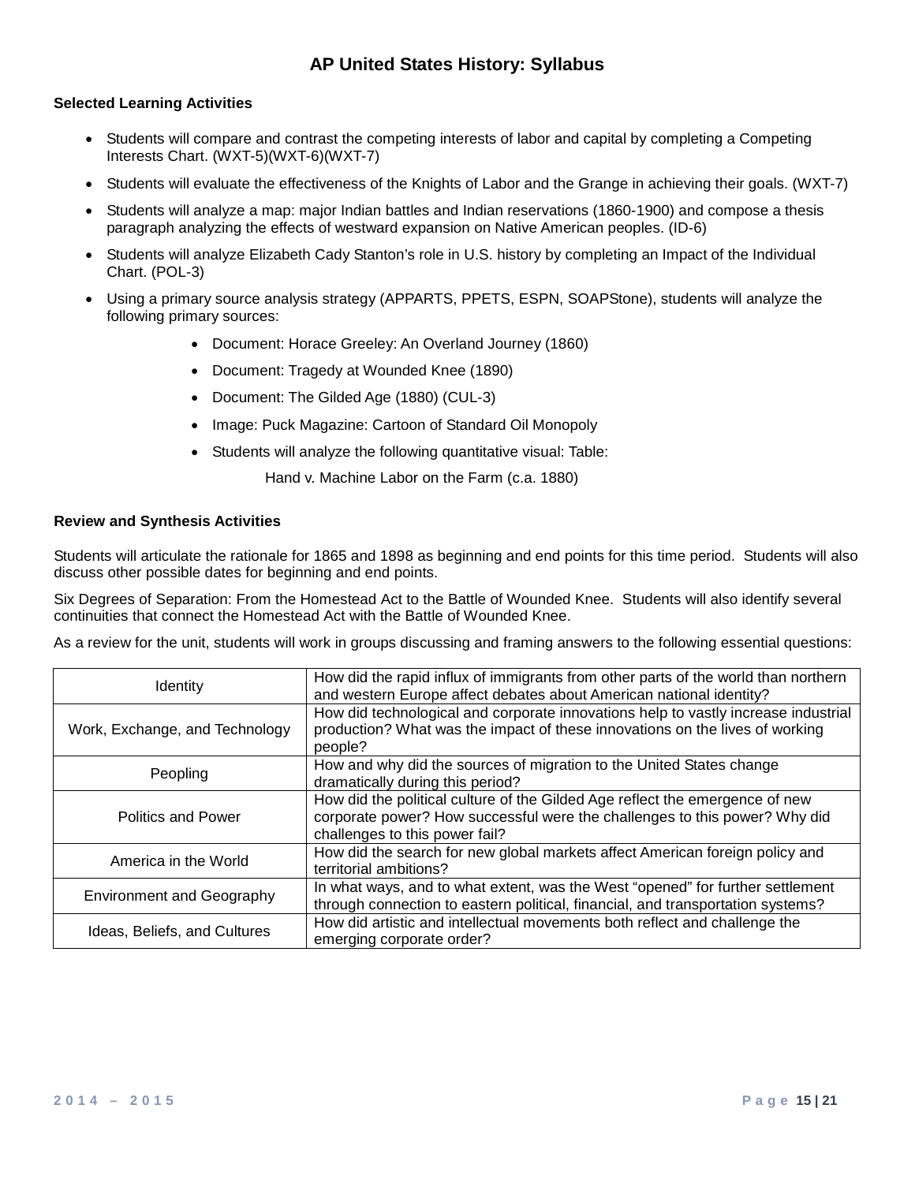## AP United States History: Syllabus

**Selected Learning Activities**

- Students will compare and contrast the competing interests of labor and capital by completing a Competing Interests Chart. (WXT-5)(WXT-6)(WXT-7)
- Students will evaluate the effectiveness of the Knights of Labor and the Grange in achieving their goals. (WXT-7)
- Students will analyze a map: major Indian battles and Indian reservations (1860-1900) and compose a thesis paragraph analyzing the effects of westward expansion on Native American peoples. (ID-6)
- Students will analyze Elizabeth Cady Stanton's role in U.S. history by completing an Impact of the Individual Chart. (POL-3)
- Using a primary source analysis strategy (APPARTS, PPETS, ESPN, SOAPStone), students will analyze the following primary sources:
    - Document: Horace Greeley: An Overland Journey (1860)
    - Document: Tragedy at Wounded Knee (1890)
    - Document: The Gilded Age (1880) (CUL-3)
    - Image: Puck Magazine: Cartoon of Standard Oil Monopoly
    - Students will analyze the following quantitative visual: Table:

      Hand v. Machine Labor on the Farm (c.a. 1880)

**Review and Synthesis Activities**

Students will articulate the rationale for 1865 and 1898 as beginning and end points for this time period. Students will also discuss other possible dates for beginning and end points.

Six Degrees of Separation: From the Homestead Act to the Battle of Wounded Knee. Students will also identify several continuities that connect the Homestead Act with the Battle of Wounded Knee.

As a review for the unit, students will work in groups discussing and framing answers to the following essential questions:

| | |
|---|---|
| Identity | How did the rapid influx of immigrants from other parts of the world than northern and western Europe affect debates about American national identity? |
| Work, Exchange, and Technology | How did technological and corporate innovations help to vastly increase industrial production? What was the impact of these innovations on the lives of working people? |
| Peopling | How and why did the sources of migration to the United States change dramatically during this period? |
| Politics and Power | How did the political culture of the Gilded Age reflect the emergence of new corporate power? How successful were the challenges to this power? Why did challenges to this power fail? |
| America in the World | How did the search for new global markets affect American foreign policy and territorial ambitions? |
| Environment and Geography | In what ways, and to what extent, was the West "opened" for further settlement through connection to eastern political, financial, and transportation systems? |
| Ideas, Beliefs, and Cultures | How did artistic and intellectual movements both reflect and challenge the emerging corporate order? |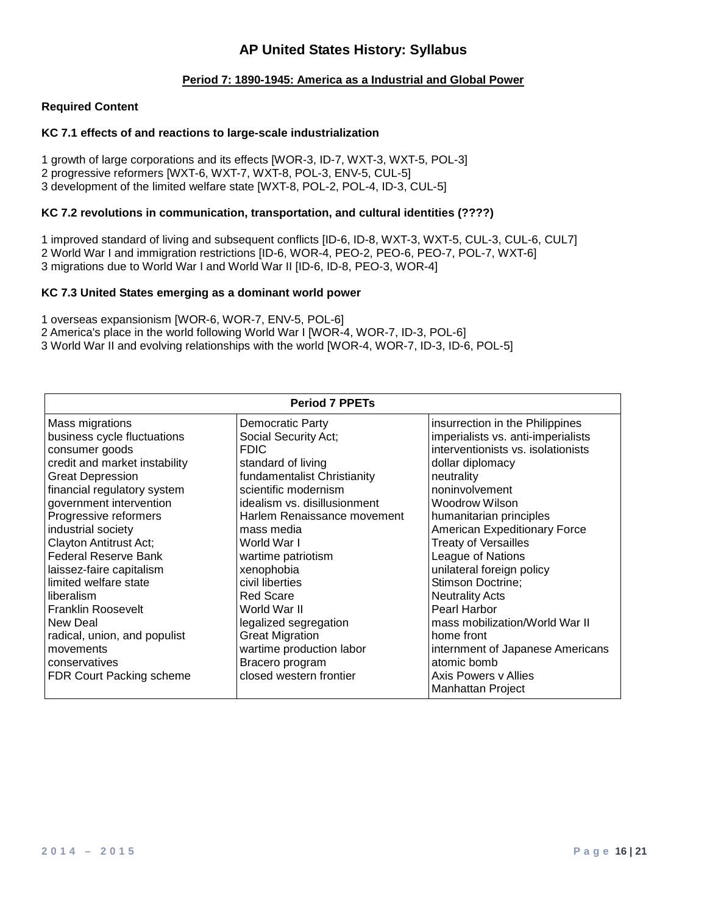# AP United States History: Syllabus

**Period 7: 1890-1945: America as a Industrial and Global Power**

**Required Content**

**KC 7.1 effects of and reactions to large-scale industrialization**

1 growth of large corporations and its effects [WOR-3, ID-7, WXT-3, WXT-5, POL-3]
2 progressive reformers [WXT-6, WXT-7, WXT-8, POL-3, ENV-5, CUL-5]
3 development of the limited welfare state [WXT-8, POL-2, POL-4, ID-3, CUL-5]

**KC 7.2 revolutions in communication, transportation, and cultural identities (????)**

1 improved standard of living and subsequent conflicts [ID-6, ID-8, WXT-3, WXT-5, CUL-3, CUL-6, CUL7]
2 World War I and immigration restrictions [ID-6, WOR-4, PEO-2, PEO-6, PEO-7, POL-7, WXT-6]
3 migrations due to World War I and World War II [ID-6, ID-8, PEO-3, WOR-4]

**KC 7.3 United States emerging as a dominant world power**

1 overseas expansionism [WOR-6, WOR-7, ENV-5, POL-6]
2 America's place in the world following World War I [WOR-4, WOR-7, ID-3, POL-6]
3 World War II and evolving relationships with the world [WOR-4, WOR-7, ID-3, ID-6, POL-5]

| Period 7 PPETs | | |
|---|---|---|
| Mass migrations<br>business cycle fluctuations<br>consumer goods<br>credit and market instability<br>Great Depression<br>financial regulatory system<br>government intervention<br>Progressive reformers<br>industrial society<br>Clayton Antitrust Act;<br>Federal Reserve Bank<br>laissez-faire capitalism<br>limited welfare state<br>liberalism<br>Franklin Roosevelt<br>New Deal<br>radical, union, and populist movements<br>conservatives<br>FDR Court Packing scheme | Democratic Party<br>Social Security Act;<br>FDIC<br>standard of living<br>fundamentalist Christianity<br>scientific modernism<br>idealism vs. disillusionment<br>Harlem Renaissance movement<br>mass media<br>World War I<br>wartime patriotism<br>xenophobia<br>civil liberties<br>Red Scare<br>World War II<br>legalized segregation<br>Great Migration<br>wartime production labor<br>Bracero program<br>closed western frontier | insurrection in the Philippines<br>imperialists vs. anti-imperialists<br>interventionists vs. isolationists<br>dollar diplomacy<br>neutrality<br>noninvolvement<br>Woodrow Wilson<br>humanitarian principles<br>American Expeditionary Force<br>Treaty of Versailles<br>League of Nations<br>unilateral foreign policy<br>Stimson Doctrine;<br>Neutrality Acts<br>Pearl Harbor<br>mass mobilization/World War II home front<br>internment of Japanese Americans<br>atomic bomb<br>Axis Powers v Allies<br>Manhattan Project |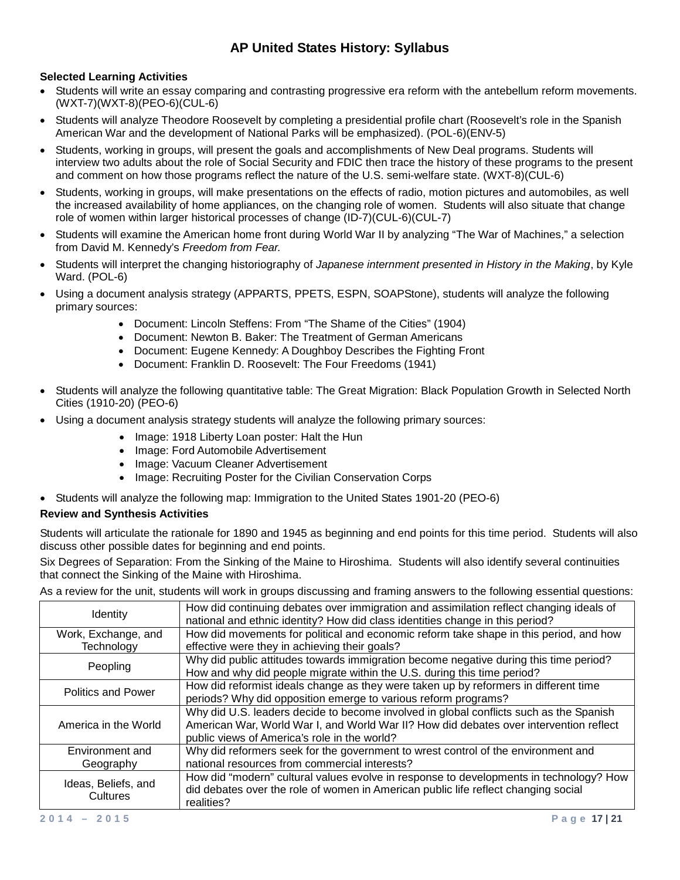# AP United States History: Syllabus

**Selected Learning Activities**

- Students will write an essay comparing and contrasting progressive era reform with the antebellum reform movements. (WXT-7)(WXT-8)(PEO-6)(CUL-6)
- Students will analyze Theodore Roosevelt by completing a presidential profile chart (Roosevelt's role in the Spanish American War and the development of National Parks will be emphasized). (POL-6)(ENV-5)
- Students, working in groups, will present the goals and accomplishments of New Deal programs. Students will interview two adults about the role of Social Security and FDIC then trace the history of these programs to the present and comment on how those programs reflect the nature of the U.S. semi-welfare state. (WXT-8)(CUL-6)
- Students, working in groups, will make presentations on the effects of radio, motion pictures and automobiles, as well the increased availability of home appliances, on the changing role of women. Students will also situate that change role of women within larger historical processes of change (ID-7)(CUL-6)(CUL-7)
- Students will examine the American home front during World War II by analyzing "The War of Machines," a selection from David M. Kennedy's *Freedom from Fear.*
- Students will interpret the changing historiography of *Japanese internment presented in History in the Making*, by Kyle Ward. (POL-6)
- Using a document analysis strategy (APPARTS, PPETS, ESPN, SOAPStone), students will analyze the following primary sources:
    - Document: Lincoln Steffens: From "The Shame of the Cities" (1904)
    - Document: Newton B. Baker: The Treatment of German Americans
    - Document: Eugene Kennedy: A Doughboy Describes the Fighting Front
    - Document: Franklin D. Roosevelt: The Four Freedoms (1941)
- Students will analyze the following quantitative table: The Great Migration: Black Population Growth in Selected North Cities (1910-20) (PEO-6)
- Using a document analysis strategy students will analyze the following primary sources:
    - Image: 1918 Liberty Loan poster: Halt the Hun
    - Image: Ford Automobile Advertisement
    - Image: Vacuum Cleaner Advertisement
    - Image: Recruiting Poster for the Civilian Conservation Corps
- Students will analyze the following map: Immigration to the United States 1901-20 (PEO-6)

**Review and Synthesis Activities**

Students will articulate the rationale for 1890 and 1945 as beginning and end points for this time period. Students will also discuss other possible dates for beginning and end points.

Six Degrees of Separation: From the Sinking of the Maine to Hiroshima. Students will also identify several continuities that connect the Sinking of the Maine with Hiroshima.

As a review for the unit, students will work in groups discussing and framing answers to the following essential questions:

| | |
|---|---|
| Identity | How did continuing debates over immigration and assimilation reflect changing ideals of national and ethnic identity? How did class identities change in this period? |
| Work, Exchange, and Technology | How did movements for political and economic reform take shape in this period, and how effective were they in achieving their goals? |
| Peopling | Why did public attitudes towards immigration become negative during this time period? How and why did people migrate within the U.S. during this time period? |
| Politics and Power | How did reformist ideals change as they were taken up by reformers in different time periods? Why did opposition emerge to various reform programs? |
| America in the World | Why did U.S. leaders decide to become involved in global conflicts such as the Spanish American War, World War I, and World War II? How did debates over intervention reflect public views of America's role in the world? |
| Environment and Geography | Why did reformers seek for the government to wrest control of the environment and national resources from commercial interests? |
| Ideas, Beliefs, and Cultures | How did "modern" cultural values evolve in response to developments in technology? How did debates over the role of women in American public life reflect changing social realities? |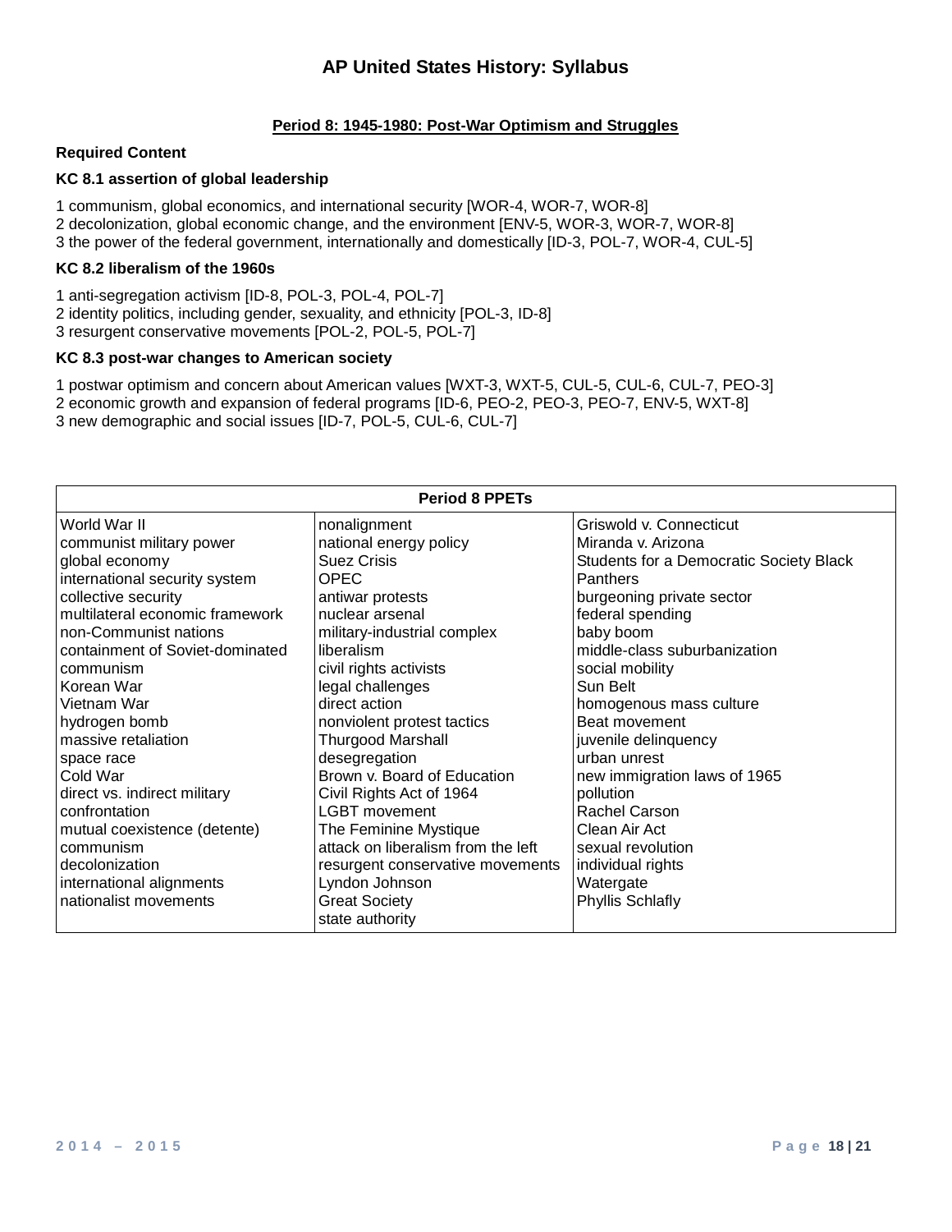# AP United States History: Syllabus

## Period 8: 1945-1980: Post-War Optimism and Struggles

**Required Content**

**KC 8.1 assertion of global leadership**

1 communism, global economics, and international security [WOR-4, WOR-7, WOR-8]
2 decolonization, global economic change, and the environment [ENV-5, WOR-3, WOR-7, WOR-8]
3 the power of the federal government, internationally and domestically [ID-3, POL-7, WOR-4, CUL-5]

**KC 8.2 liberalism of the 1960s**

1 anti-segregation activism [ID-8, POL-3, POL-4, POL-7]
2 identity politics, including gender, sexuality, and ethnicity [POL-3, ID-8]
3 resurgent conservative movements [POL-2, POL-5, POL-7]

**KC 8.3 post-war changes to American society**

1 postwar optimism and concern about American values [WXT-3, WXT-5, CUL-5, CUL-6, CUL-7, PEO-3]
2 economic growth and expansion of federal programs [ID-6, PEO-2, PEO-3, PEO-7, ENV-5, WXT-8]
3 new demographic and social issues [ID-7, POL-5, CUL-6, CUL-7]

| Period 8 PPETs | | |
|---|---|---|
| World War II<br>communist military power<br>global economy<br>international security system<br>collective security<br>multilateral economic framework<br>non-Communist nations<br>containment of Soviet-dominated communism<br>Korean War<br>Vietnam War<br>hydrogen bomb<br>massive retaliation<br>space race<br>Cold War<br>direct vs. indirect military confrontation<br>mutual coexistence (detente)<br>communism<br>decolonization<br>international alignments<br>nationalist movements | nonalignment<br>national energy policy<br>Suez Crisis<br>OPEC<br>antiwar protests<br>nuclear arsenal<br>military-industrial complex<br>liberalism<br>civil rights activists<br>legal challenges<br>direct action<br>nonviolent protest tactics<br>Thurgood Marshall<br>desegregation<br>Brown v. Board of Education<br>Civil Rights Act of 1964<br>LGBT movement<br>The Feminine Mystique<br>attack on liberalism from the left<br>resurgent conservative movements<br>Lyndon Johnson<br>Great Society<br>state authority | Griswold v. Connecticut<br>Miranda v. Arizona<br>Students for a Democratic Society Black Panthers<br>burgeoning private sector<br>federal spending<br>baby boom<br>middle-class suburbanization<br>social mobility<br>Sun Belt<br>homogenous mass culture<br>Beat movement<br>juvenile delinquency<br>urban unrest<br>new immigration laws of 1965<br>pollution<br>Rachel Carson<br>Clean Air Act<br>sexual revolution<br>individual rights<br>Watergate<br>Phyllis Schlafly |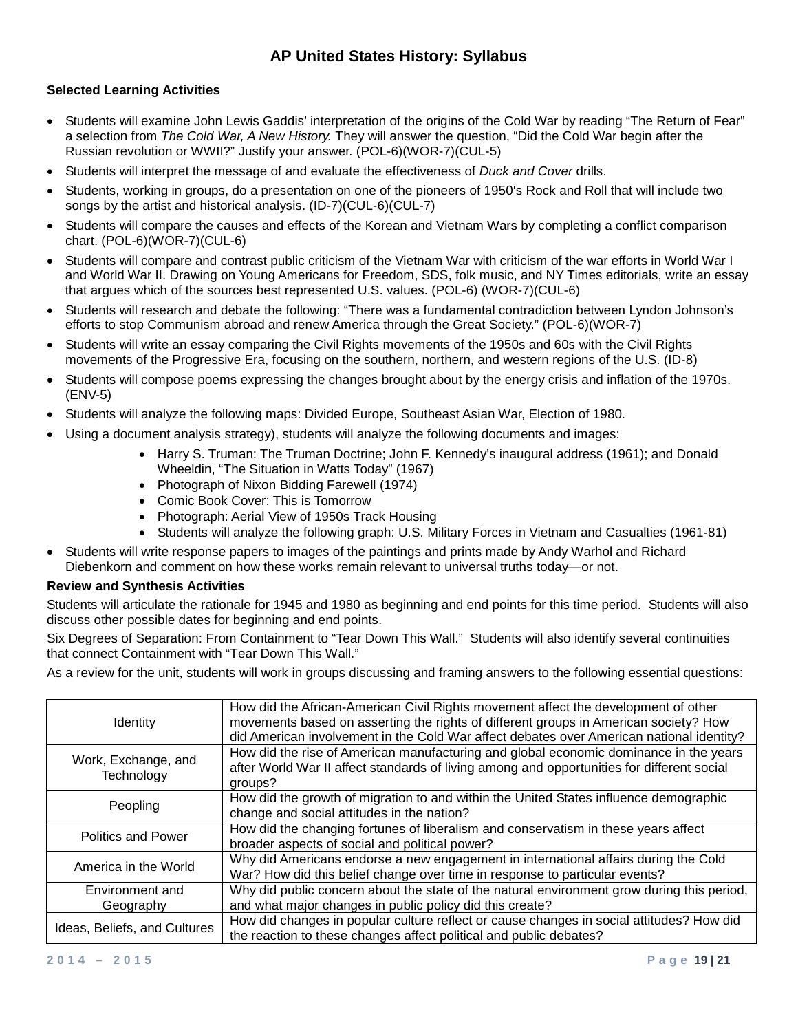# AP United States History: Syllabus

**Selected Learning Activities**

- Students will examine John Lewis Gaddis' interpretation of the origins of the Cold War by reading "The Return of Fear" a selection from *The Cold War, A New History.* They will answer the question, "Did the Cold War begin after the Russian revolution or WWII?" Justify your answer. (POL-6)(WOR-7)(CUL-5)
- Students will interpret the message of and evaluate the effectiveness of *Duck and Cover* drills.
- Students, working in groups, do a presentation on one of the pioneers of 1950's Rock and Roll that will include two songs by the artist and historical analysis. (ID-7)(CUL-6)(CUL-7)
- Students will compare the causes and effects of the Korean and Vietnam Wars by completing a conflict comparison chart. (POL-6)(WOR-7)(CUL-6)
- Students will compare and contrast public criticism of the Vietnam War with criticism of the war efforts in World War I and World War II. Drawing on Young Americans for Freedom, SDS, folk music, and NY Times editorials, write an essay that argues which of the sources best represented U.S. values. (POL-6) (WOR-7)(CUL-6)
- Students will research and debate the following: "There was a fundamental contradiction between Lyndon Johnson's efforts to stop Communism abroad and renew America through the Great Society." (POL-6)(WOR-7)
- Students will write an essay comparing the Civil Rights movements of the 1950s and 60s with the Civil Rights movements of the Progressive Era, focusing on the southern, northern, and western regions of the U.S. (ID-8)
- Students will compose poems expressing the changes brought about by the energy crisis and inflation of the 1970s. (ENV-5)
- Students will analyze the following maps: Divided Europe, Southeast Asian War, Election of 1980.
- Using a document analysis strategy), students will analyze the following documents and images:
    - Harry S. Truman: The Truman Doctrine; John F. Kennedy's inaugural address (1961); and Donald Wheeldin, "The Situation in Watts Today" (1967)
    - Photograph of Nixon Bidding Farewell (1974)
    - Comic Book Cover: This is Tomorrow
    - Photograph: Aerial View of 1950s Track Housing
    - Students will analyze the following graph: U.S. Military Forces in Vietnam and Casualties (1961-81)
- Students will write response papers to images of the paintings and prints made by Andy Warhol and Richard Diebenkorn and comment on how these works remain relevant to universal truths today—or not.

**Review and Synthesis Activities**

Students will articulate the rationale for 1945 and 1980 as beginning and end points for this time period. Students will also discuss other possible dates for beginning and end points.

Six Degrees of Separation: From Containment to "Tear Down This Wall." Students will also identify several continuities that connect Containment with "Tear Down This Wall."

As a review for the unit, students will work in groups discussing and framing answers to the following essential questions:

| Theme | Essential Questions |
|---|---|
| Identity | How did the African-American Civil Rights movement affect the development of other movements based on asserting the rights of different groups in American society? How did American involvement in the Cold War affect debates over American national identity? |
| Work, Exchange, and Technology | How did the rise of American manufacturing and global economic dominance in the years after World War II affect standards of living among and opportunities for different social groups? |
| Peopling | How did the growth of migration to and within the United States influence demographic change and social attitudes in the nation? |
| Politics and Power | How did the changing fortunes of liberalism and conservatism in these years affect broader aspects of social and political power? |
| America in the World | Why did Americans endorse a new engagement in international affairs during the Cold War? How did this belief change over time in response to particular events? |
| Environment and Geography | Why did public concern about the state of the natural environment grow during this period, and what major changes in public policy did this create? |
| Ideas, Beliefs, and Cultures | How did changes in popular culture reflect or cause changes in social attitudes? How did the reaction to these changes affect political and public debates? |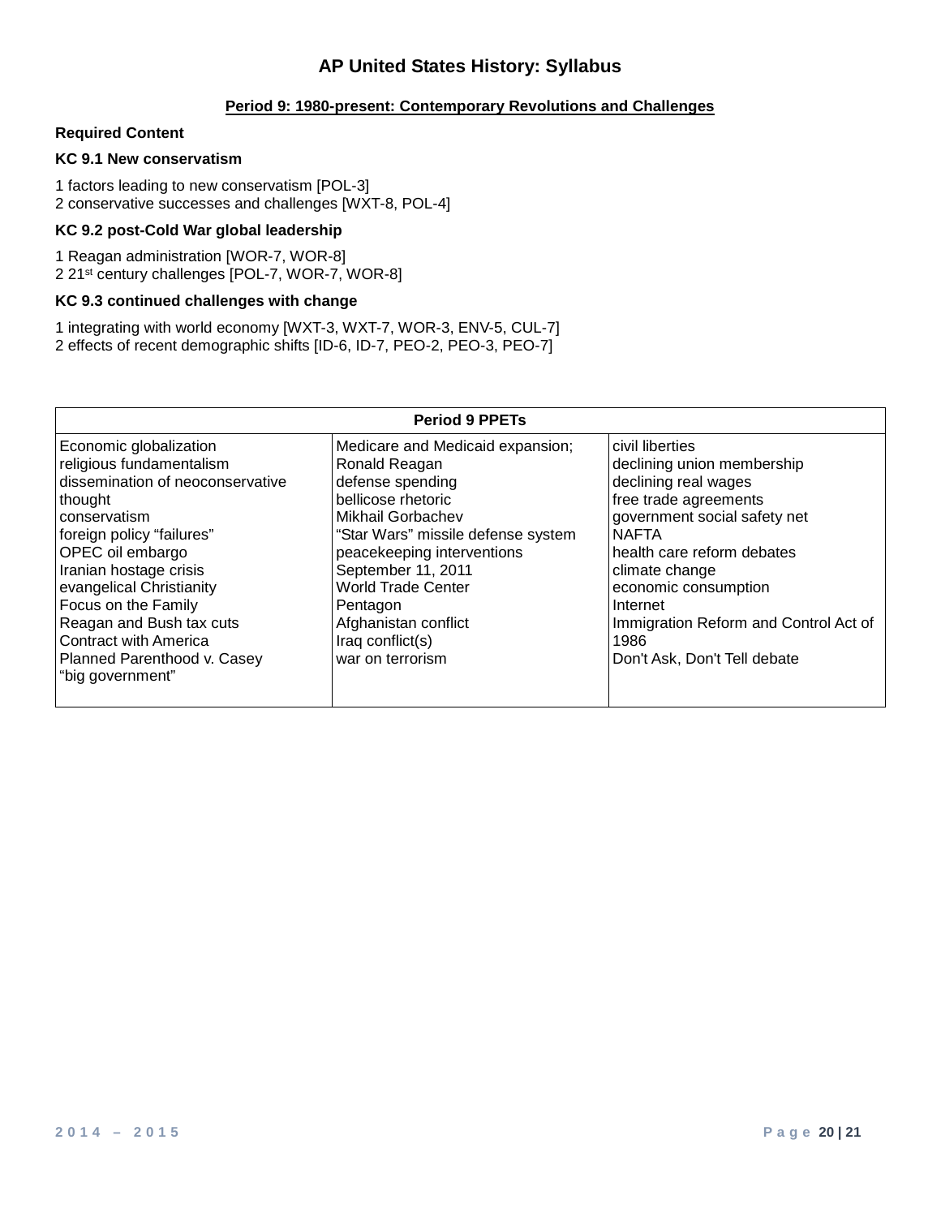# AP United States History: Syllabus

## Period 9: 1980-present: Contemporary Revolutions and Challenges

**Required Content**

**KC 9.1 New conservatism**

1 factors leading to new conservatism [POL-3]
2 conservative successes and challenges [WXT-8, POL-4]

**KC 9.2 post-Cold War global leadership**

1 Reagan administration [WOR-7, WOR-8]
2 21st century challenges [POL-7, WOR-7, WOR-8]

**KC 9.3 continued challenges with change**

1 integrating with world economy [WXT-3, WXT-7, WOR-3, ENV-5, CUL-7]
2 effects of recent demographic shifts [ID-6, ID-7, PEO-2, PEO-3, PEO-7]

| Period 9 PPETs | | |
|---|---|---|
| Economic globalization<br>religious fundamentalism<br>dissemination of neoconservative thought<br>conservatism<br>foreign policy "failures"<br>OPEC oil embargo<br>Iranian hostage crisis<br>evangelical Christianity<br>Focus on the Family<br>Reagan and Bush tax cuts<br>Contract with America<br>Planned Parenthood v. Casey<br>"big government" | Medicare and Medicaid expansion;<br>Ronald Reagan<br>defense spending<br>bellicose rhetoric<br>Mikhail Gorbachev<br>"Star Wars" missile defense system<br>peacekeeping interventions<br>September 11, 2011<br>World Trade Center<br>Pentagon<br>Afghanistan conflict<br>Iraq conflict(s)<br>war on terrorism | civil liberties<br>declining union membership<br>declining real wages<br>free trade agreements<br>government social safety net<br>NAFTA<br>health care reform debates<br>climate change<br>economic consumption<br>Internet<br>Immigration Reform and Control Act of 1986<br>Don't Ask, Don't Tell debate |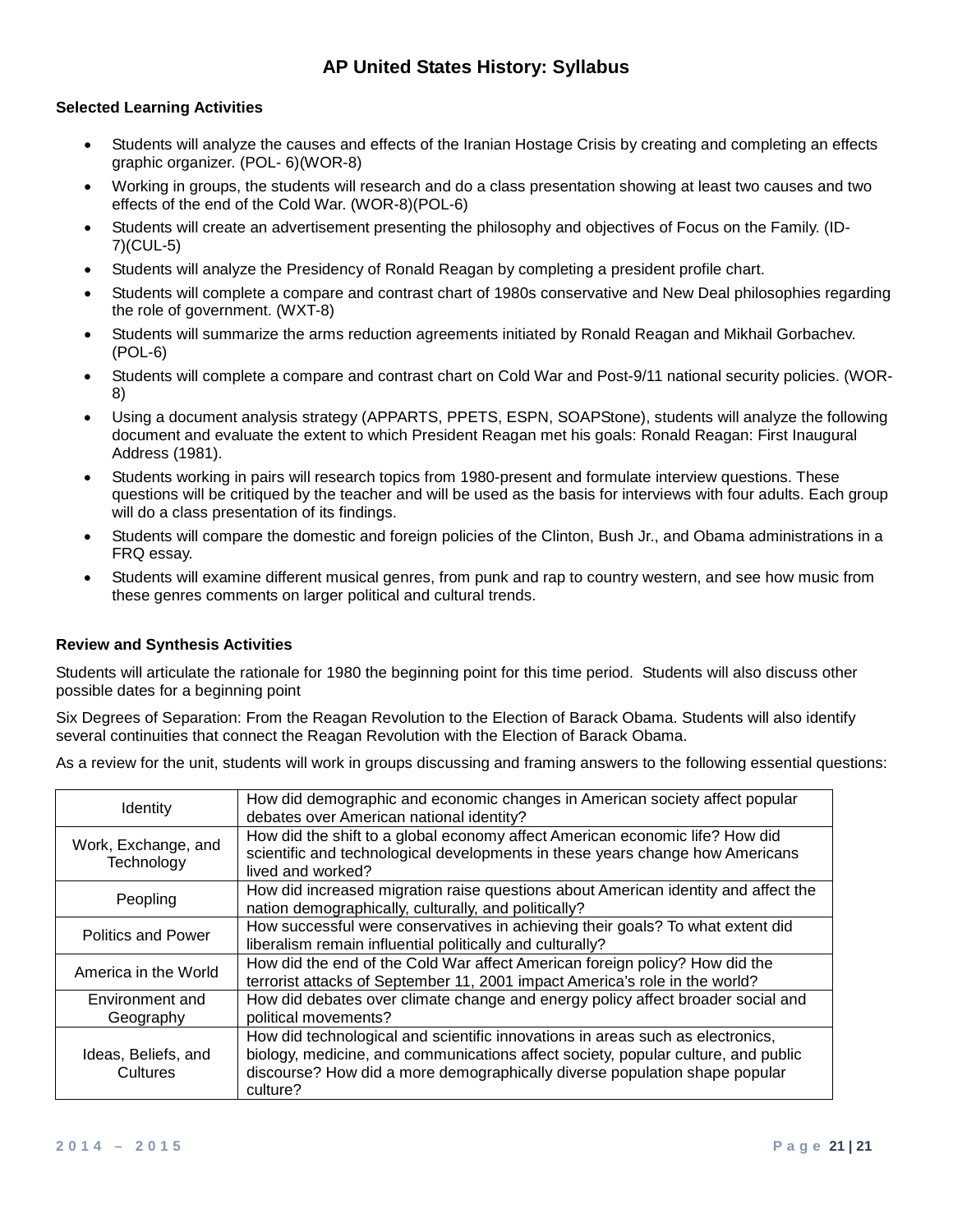# AP United States History: Syllabus

**Selected Learning Activities**

- Students will analyze the causes and effects of the Iranian Hostage Crisis by creating and completing an effects graphic organizer. (POL- 6)(WOR-8)
- Working in groups, the students will research and do a class presentation showing at least two causes and two effects of the end of the Cold War. (WOR-8)(POL-6)
- Students will create an advertisement presenting the philosophy and objectives of Focus on the Family. (ID-7)(CUL-5)
- Students will analyze the Presidency of Ronald Reagan by completing a president profile chart.
- Students will complete a compare and contrast chart of 1980s conservative and New Deal philosophies regarding the role of government. (WXT-8)
- Students will summarize the arms reduction agreements initiated by Ronald Reagan and Mikhail Gorbachev. (POL-6)
- Students will complete a compare and contrast chart on Cold War and Post-9/11 national security policies. (WOR-8)
- Using a document analysis strategy (APPARTS, PPETS, ESPN, SOAPStone), students will analyze the following document and evaluate the extent to which President Reagan met his goals: Ronald Reagan: First Inaugural Address (1981).
- Students working in pairs will research topics from 1980-present and formulate interview questions. These questions will be critiqued by the teacher and will be used as the basis for interviews with four adults. Each group will do a class presentation of its findings.
- Students will compare the domestic and foreign policies of the Clinton, Bush Jr., and Obama administrations in a FRQ essay.
- Students will examine different musical genres, from punk and rap to country western, and see how music from these genres comments on larger political and cultural trends.

**Review and Synthesis Activities**

Students will articulate the rationale for 1980 the beginning point for this time period. Students will also discuss other possible dates for a beginning point

Six Degrees of Separation: From the Reagan Revolution to the Election of Barack Obama. Students will also identify several continuities that connect the Reagan Revolution with the Election of Barack Obama.

As a review for the unit, students will work in groups discussing and framing answers to the following essential questions:

| | |
|---|---|
| Identity | How did demographic and economic changes in American society affect popular debates over American national identity? |
| Work, Exchange, and Technology | How did the shift to a global economy affect American economic life? How did scientific and technological developments in these years change how Americans lived and worked? |
| Peopling | How did increased migration raise questions about American identity and affect the nation demographically, culturally, and politically? |
| Politics and Power | How successful were conservatives in achieving their goals? To what extent did liberalism remain influential politically and culturally? |
| America in the World | How did the end of the Cold War affect American foreign policy? How did the terrorist attacks of September 11, 2001 impact America's role in the world? |
| Environment and Geography | How did debates over climate change and energy policy affect broader social and political movements? |
| Ideas, Beliefs, and Cultures | How did technological and scientific innovations in areas such as electronics, biology, medicine, and communications affect society, popular culture, and public discourse? How did a more demographically diverse population shape popular culture? |